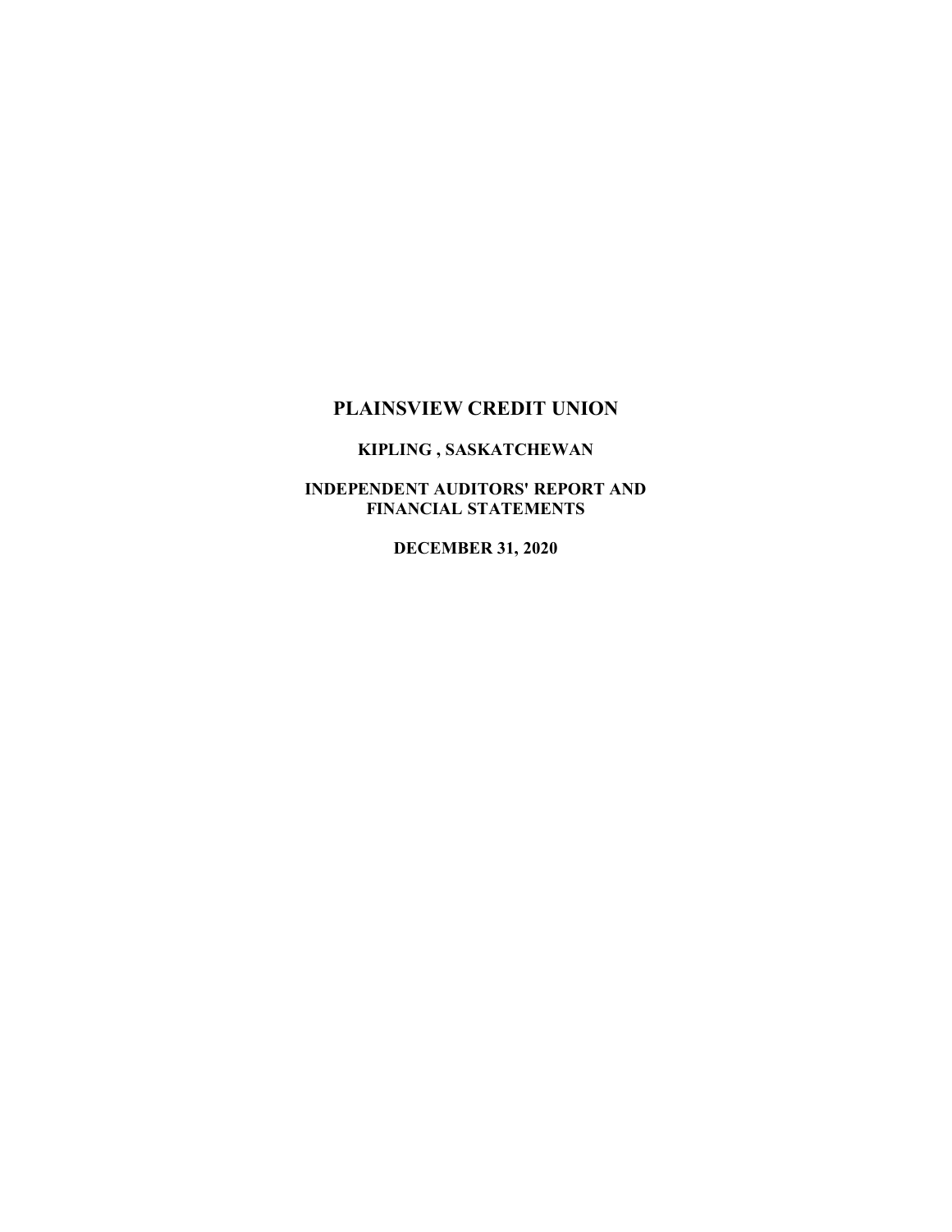# PLAINSVIEW CREDIT UNION

**KIPLING , SASKATCHEWAN**

**INDEPENDENT AUDITORS' REPORT AND FINANCIAL STATEMENTS**

**DECEMBER 31, 2020**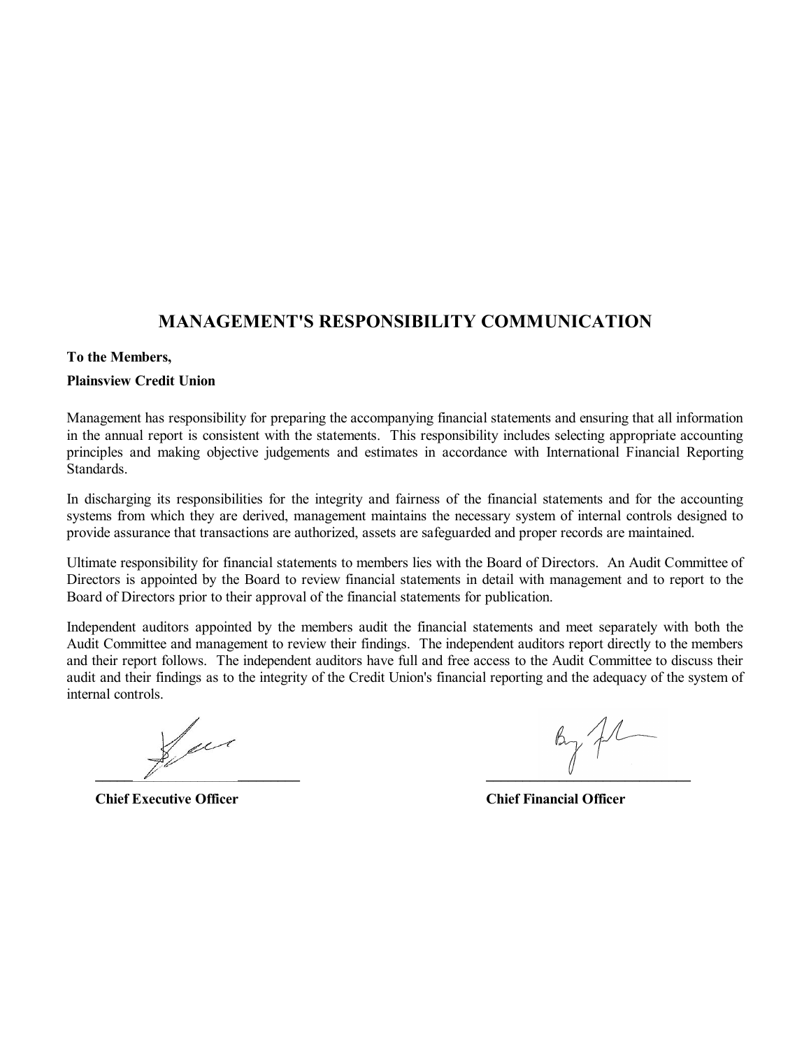# MANAGEMENT'S RESPONSIBILITY COMMUNICATION

**To the Members,**

**Plainsview Credit Union**

Management has responsibility for preparing the accompanying financial statements and ensuring that all information in the annual report is consistent with the statements. This responsibility includes selecting appropriate accounting principles and making objective judgements and estimates in accordance with International Financial Reporting Standards.

In discharging its responsibilities for the integrity and fairness of the financial statements and for the accounting systems from which they are derived, management maintains the necessary system of internal controls designed to provide assurance that transactions are authorized, assets are safeguarded and proper records are maintained.

Ultimate responsibility for financial statements to members lies with the Board of Directors. An Audit Committee of Directors is appointed by the Board to review financial statements in detail with management and to report to the Board of Directors prior to their approval of the financial statements for publication.

Independent auditors appointed by the members audit the financial statements and meet separately with both the Audit Committee and management to review their findings. The independent auditors report directly to the members and their report follows. The independent auditors have full and free access to the Audit Committee to discuss their audit and their findings as to the integrity of the Credit Union's financial reporting and the adequacy of the system of internal controls.

**Chief Executive Officer**

**Chief Financial Officer**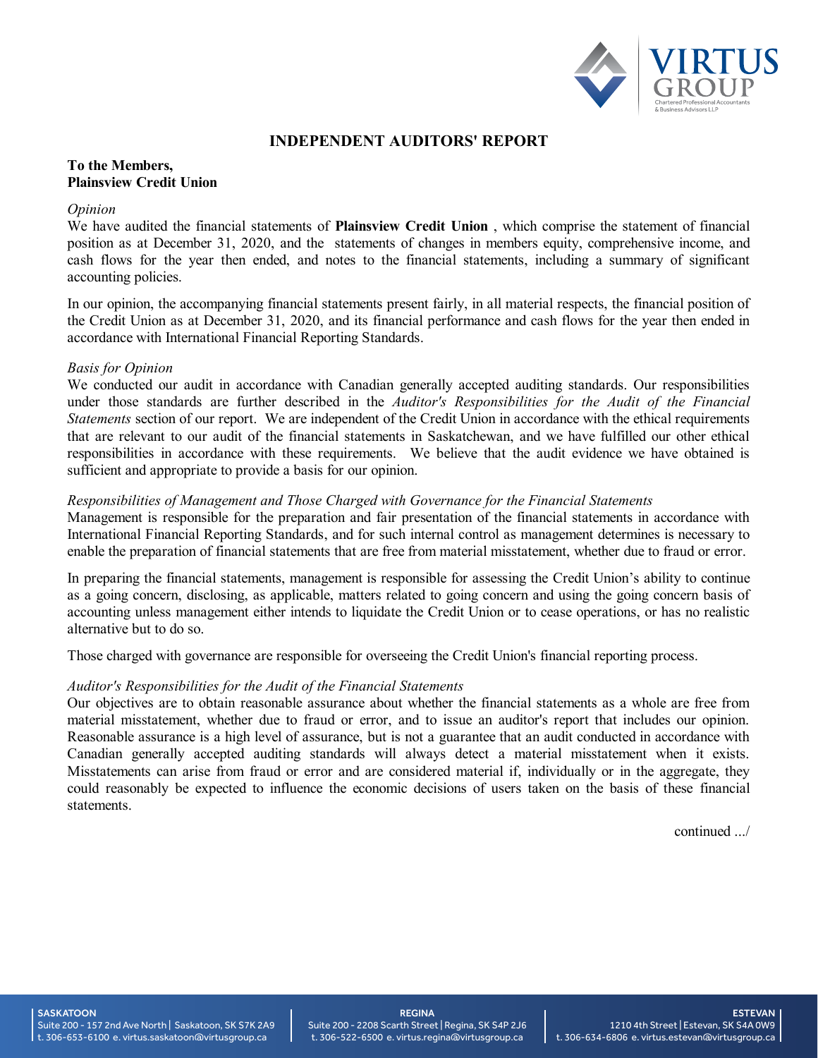# INDEPENDENT AUDITORS' REPORT

**To the Members,**
**Plainsview Credit Union**

*Opinion*

We have audited the financial statements of **Plainsview Credit Union** , which comprise the statement of financial position as at December 31, 2020, and the statements of changes in members equity, comprehensive income, and cash flows for the year then ended, and notes to the financial statements, including a summary of significant accounting policies.

In our opinion, the accompanying financial statements present fairly, in all material respects, the financial position of the Credit Union as at December 31, 2020, and its financial performance and cash flows for the year then ended in accordance with International Financial Reporting Standards.

*Basis for Opinion*

We conducted our audit in accordance with Canadian generally accepted auditing standards. Our responsibilities under those standards are further described in the *Auditor's Responsibilities for the Audit of the Financial Statements* section of our report. We are independent of the Credit Union in accordance with the ethical requirements that are relevant to our audit of the financial statements in Saskatchewan, and we have fulfilled our other ethical responsibilities in accordance with these requirements. We believe that the audit evidence we have obtained is sufficient and appropriate to provide a basis for our opinion.

*Responsibilities of Management and Those Charged with Governance for the Financial Statements*

Management is responsible for the preparation and fair presentation of the financial statements in accordance with International Financial Reporting Standards, and for such internal control as management determines is necessary to enable the preparation of financial statements that are free from material misstatement, whether due to fraud or error.

In preparing the financial statements, management is responsible for assessing the Credit Union's ability to continue as a going concern, disclosing, as applicable, matters related to going concern and using the going concern basis of accounting unless management either intends to liquidate the Credit Union or to cease operations, or has no realistic alternative but to do so.

Those charged with governance are responsible for overseeing the Credit Union's financial reporting process.

*Auditor's Responsibilities for the Audit of the Financial Statements*

Our objectives are to obtain reasonable assurance about whether the financial statements as a whole are free from material misstatement, whether due to fraud or error, and to issue an auditor's report that includes our opinion. Reasonable assurance is a high level of assurance, but is not a guarantee that an audit conducted in accordance with Canadian generally accepted auditing standards will always detect a material misstatement when it exists. Misstatements can arise from fraud or error and are considered material if, individually or in the aggregate, they could reasonably be expected to influence the economic decisions of users taken on the basis of these financial statements.

continued .../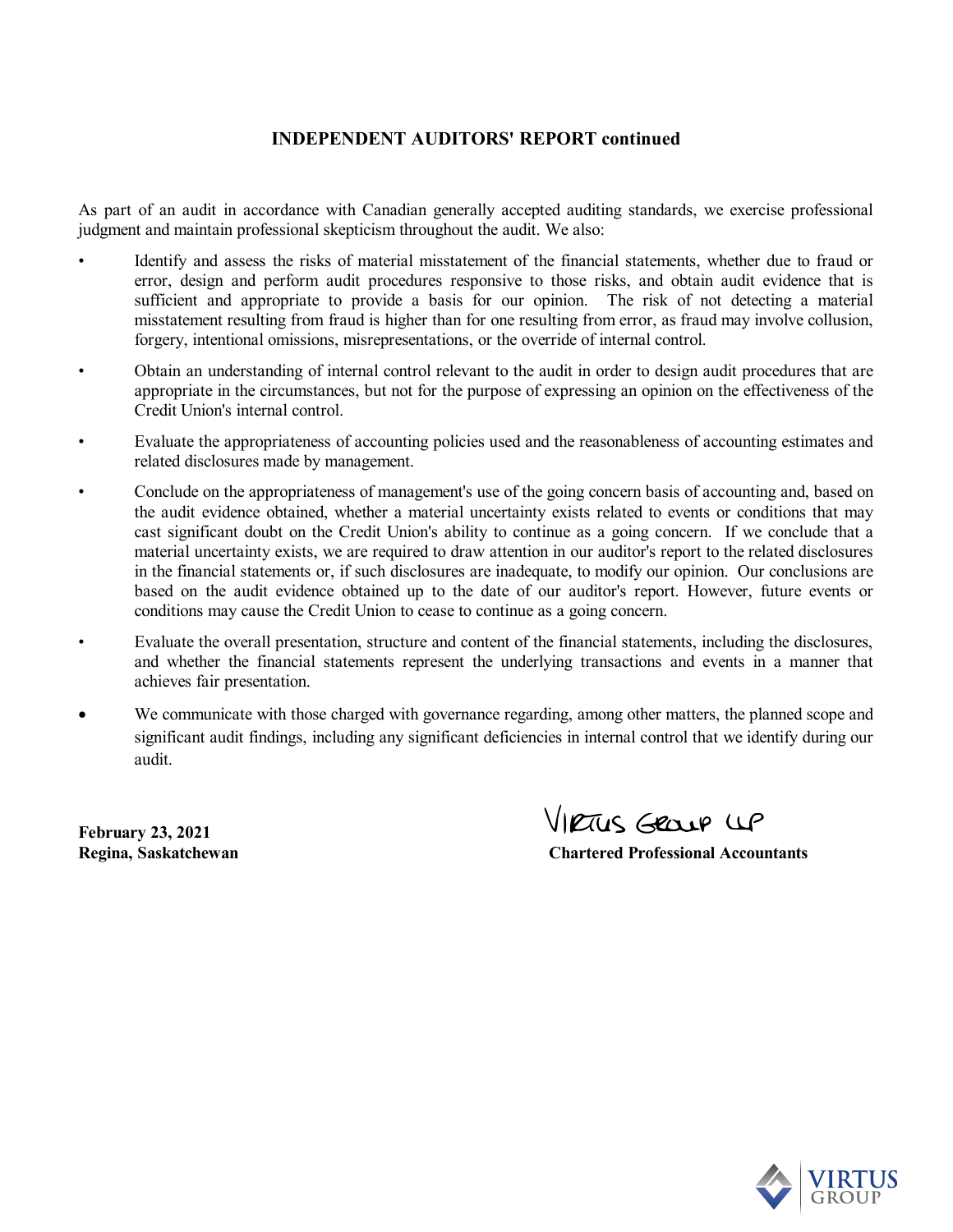**INDEPENDENT AUDITORS' REPORT continued**

As part of an audit in accordance with Canadian generally accepted auditing standards, we exercise professional judgment and maintain professional skepticism throughout the audit. We also:

- Identify and assess the risks of material misstatement of the financial statements, whether due to fraud or error, design and perform audit procedures responsive to those risks, and obtain audit evidence that is sufficient and appropriate to provide a basis for our opinion. The risk of not detecting a material misstatement resulting from fraud is higher than for one resulting from error, as fraud may involve collusion, forgery, intentional omissions, misrepresentations, or the override of internal control.

- Obtain an understanding of internal control relevant to the audit in order to design audit procedures that are appropriate in the circumstances, but not for the purpose of expressing an opinion on the effectiveness of the Credit Union's internal control.

- Evaluate the appropriateness of accounting policies used and the reasonableness of accounting estimates and related disclosures made by management.

- Conclude on the appropriateness of management's use of the going concern basis of accounting and, based on the audit evidence obtained, whether a material uncertainty exists related to events or conditions that may cast significant doubt on the Credit Union's ability to continue as a going concern. If we conclude that a material uncertainty exists, we are required to draw attention in our auditor's report to the related disclosures in the financial statements or, if such disclosures are inadequate, to modify our opinion. Our conclusions are based on the audit evidence obtained up to the date of our auditor's report. However, future events or conditions may cause the Credit Union to cease to continue as a going concern.

- Evaluate the overall presentation, structure and content of the financial statements, including the disclosures, and whether the financial statements represent the underlying transactions and events in a manner that achieves fair presentation.

- We communicate with those charged with governance regarding, among other matters, the planned scope and significant audit findings, including any significant deficiencies in internal control that we identify during our audit.

Virtus Group LLP

**February 23, 2021**
**Regina, Saskatchewan**

**Chartered Professional Accountants**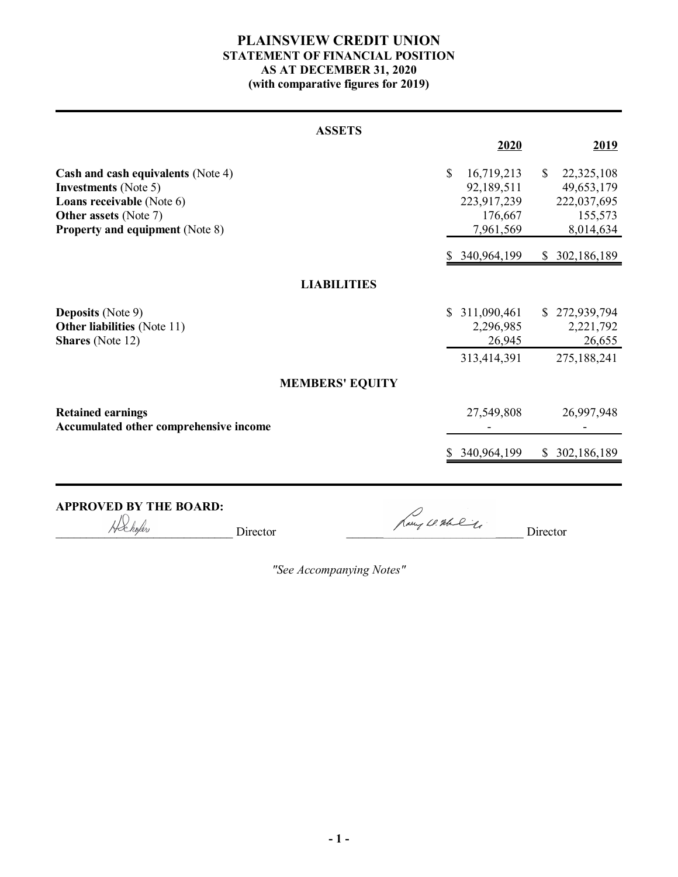# PLAINSVIEW CREDIT UNION

## STATEMENT OF FINANCIAL POSITION

### AS AT DECEMBER 31, 2020

### (with comparative figures for 2019)

| ASSETS | 2020 | 2019 |
|---|---|---|
| **Cash and cash equivalents** (Note 4) | $ 16,719,213 | $ 22,325,108 |
| **Investments** (Note 5) | 92,189,511 | 49,653,179 |
| **Loans receivable** (Note 6) | 223,917,239 | 222,037,695 |
| **Other assets** (Note 7) | 176,667 | 155,573 |
| **Property and equipment** (Note 8) | 7,961,569 | 8,014,634 |
| | $ 340,964,199 | $ 302,186,189 |
| **LIABILITIES** | | |
| **Deposits** (Note 9) | $ 311,090,461 | $ 272,939,794 |
| **Other liabilities** (Note 11) | 2,296,985 | 2,221,792 |
| **Shares** (Note 12) | 26,945 | 26,655 |
| | 313,414,391 | 275,188,241 |
| **MEMBERS' EQUITY** | | |
| **Retained earnings** | 27,549,808 | 26,997,948 |
| **Accumulated other comprehensive income** | - | - |
| | $ 340,964,199 | $ 302,186,189 |

**APPROVED BY THE BOARD:**

H Schafer Director  Larry W. Wahl Director

*"See Accompanying Notes"*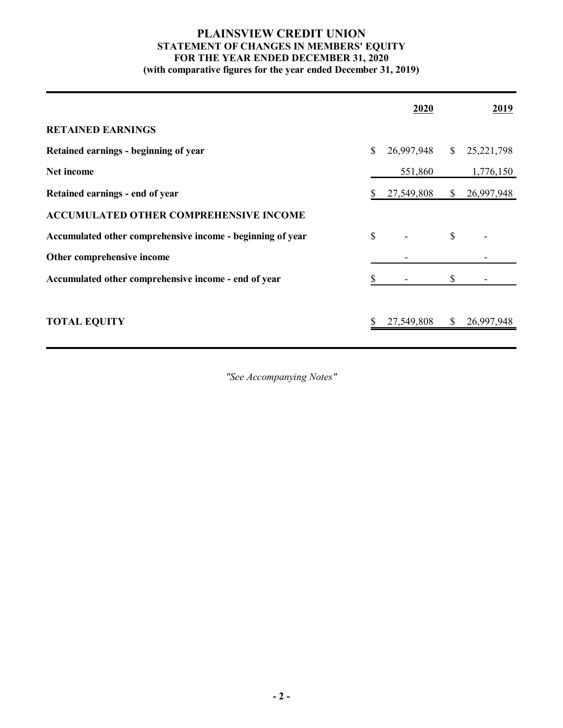# PLAINSVIEW CREDIT UNION

## STATEMENT OF CHANGES IN MEMBERS' EQUITY

## FOR THE YEAR ENDED DECEMBER 31, 2020

### (with comparative figures for the year ended December 31, 2019)

| | 2020 | 2019 |
|---|---|---|
| **RETAINED EARNINGS** | | |
| **Retained earnings - beginning of year** | $ 26,997,948 | $ 25,221,798 |
| **Net income** | 551,860 | 1,776,150 |
| **Retained earnings - end of year** | $ 27,549,808 | $ 26,997,948 |
| **ACCUMULATED OTHER COMPREHENSIVE INCOME** | | |
| **Accumulated other comprehensive income - beginning of year** | $ - | $ - |
| **Other comprehensive income** | - | - |
| **Accumulated other comprehensive income - end of year** | $ - | $ - |
| **TOTAL EQUITY** | $ 27,549,808 | $ 26,997,948 |

*"See Accompanying Notes"*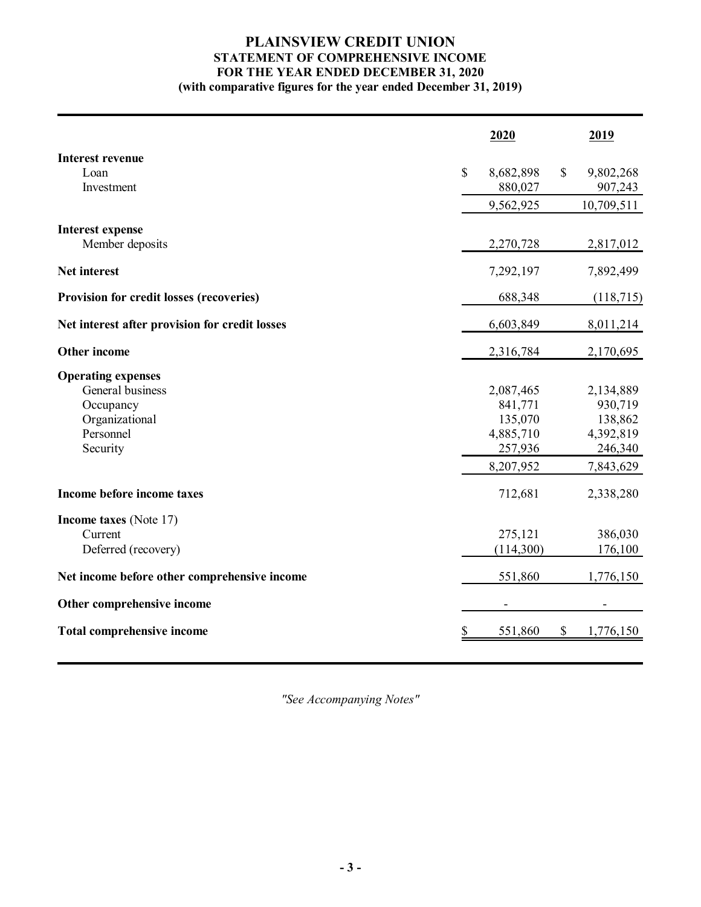# PLAINSVIEW CREDIT UNION
## STATEMENT OF COMPREHENSIVE INCOME
## FOR THE YEAR ENDED DECEMBER 31, 2020
### (with comparative figures for the year ended December 31, 2019)

| | 2020 | 2019 |
|---|---|---|
| **Interest revenue** | | |
| Loan | $ 8,682,898 | $ 9,802,268 |
| Investment | 880,027 | 907,243 |
| | 9,562,925 | 10,709,511 |
| **Interest expense** | | |
| Member deposits | 2,270,728 | 2,817,012 |
| **Net interest** | 7,292,197 | 7,892,499 |
| **Provision for credit losses (recoveries)** | 688,348 | (118,715) |
| **Net interest after provision for credit losses** | 6,603,849 | 8,011,214 |
| **Other income** | 2,316,784 | 2,170,695 |
| **Operating expenses** | | |
| General business | 2,087,465 | 2,134,889 |
| Occupancy | 841,771 | 930,719 |
| Organizational | 135,070 | 138,862 |
| Personnel | 4,885,710 | 4,392,819 |
| Security | 257,936 | 246,340 |
| | 8,207,952 | 7,843,629 |
| **Income before income taxes** | 712,681 | 2,338,280 |
| **Income taxes** (Note 17) | | |
| Current | 275,121 | 386,030 |
| Deferred (recovery) | (114,300) | 176,100 |
| **Net income before other comprehensive income** | 551,860 | 1,776,150 |
| **Other comprehensive income** | - | - |
| **Total comprehensive income** | $ 551,860 | $ 1,776,150 |

*"See Accompanying Notes"*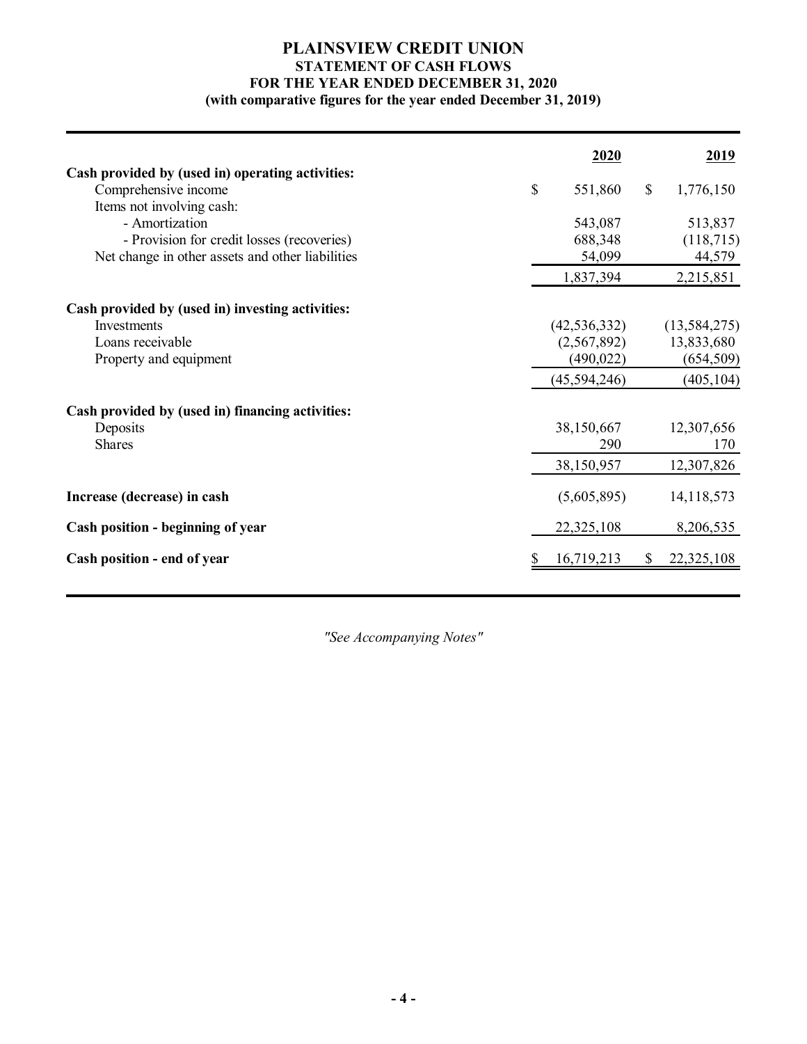# PLAINSVIEW CREDIT UNION
## STATEMENT OF CASH FLOWS
### FOR THE YEAR ENDED DECEMBER 31, 2020
### (with comparative figures for the year ended December 31, 2019)

| | 2020 | 2019 |
|---|---|---|
| **Cash provided by (used in) operating activities:** | | |
| Comprehensive income | $ 551,860 | $ 1,776,150 |
| Items not involving cash: | | |
| - Amortization | 543,087 | 513,837 |
| - Provision for credit losses (recoveries) | 688,348 | (118,715) |
| Net change in other assets and other liabilities | 54,099 | 44,579 |
| | 1,837,394 | 2,215,851 |
| **Cash provided by (used in) investing activities:** | | |
| Investments | (42,536,332) | (13,584,275) |
| Loans receivable | (2,567,892) | 13,833,680 |
| Property and equipment | (490,022) | (654,509) |
| | (45,594,246) | (405,104) |
| **Cash provided by (used in) financing activities:** | | |
| Deposits | 38,150,667 | 12,307,656 |
| Shares | 290 | 170 |
| | 38,150,957 | 12,307,826 |
| **Increase (decrease) in cash** | (5,605,895) | 14,118,573 |
| **Cash position - beginning of year** | 22,325,108 | 8,206,535 |
| **Cash position - end of year** | $ 16,719,213 | $ 22,325,108 |

*"See Accompanying Notes"*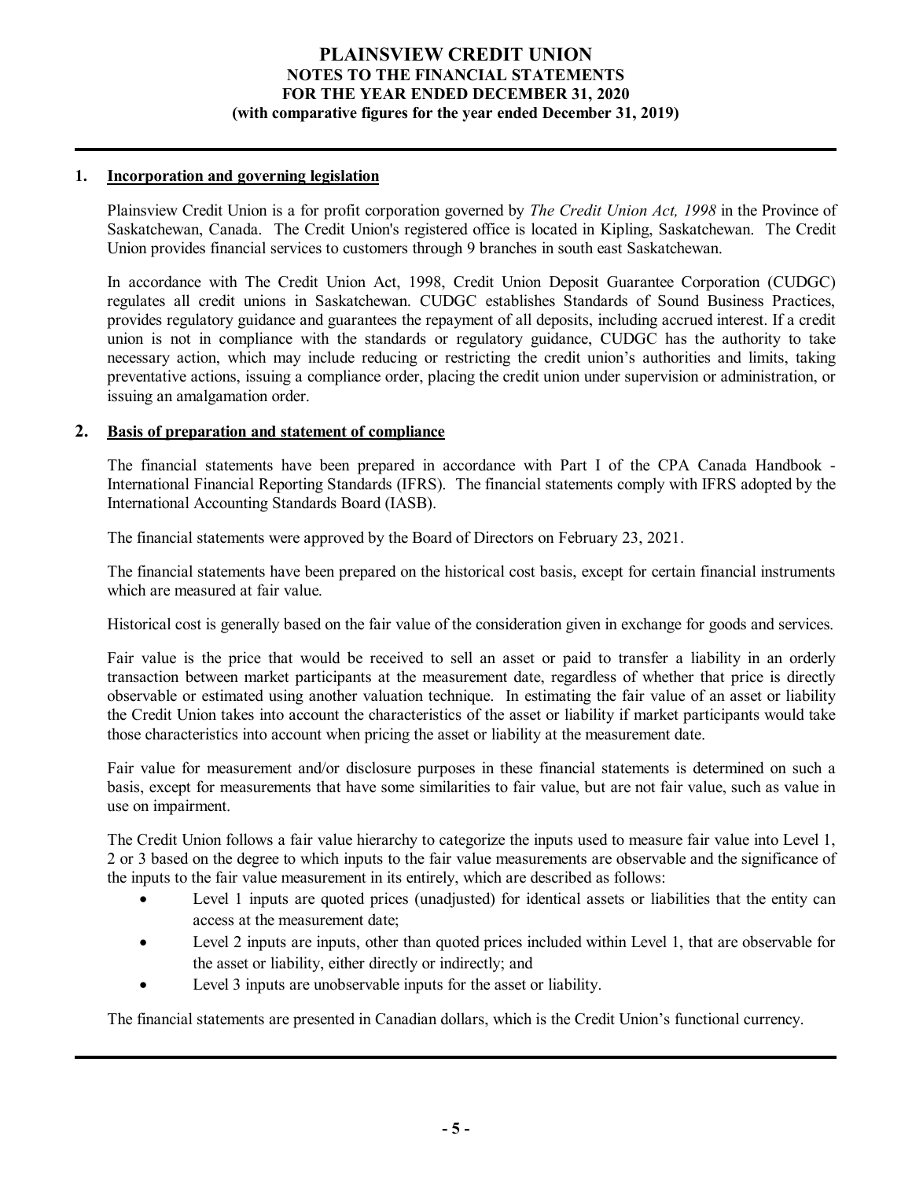# PLAINSVIEW CREDIT UNION
## NOTES TO THE FINANCIAL STATEMENTS
## FOR THE YEAR ENDED DECEMBER 31, 2020
## (with comparative figures for the year ended December 31, 2019)

### 1. Incorporation and governing legislation

Plainsview Credit Union is a for profit corporation governed by *The Credit Union Act, 1998* in the Province of Saskatchewan, Canada. The Credit Union's registered office is located in Kipling, Saskatchewan. The Credit Union provides financial services to customers through 9 branches in south east Saskatchewan.

In accordance with The Credit Union Act, 1998, Credit Union Deposit Guarantee Corporation (CUDGC) regulates all credit unions in Saskatchewan. CUDGC establishes Standards of Sound Business Practices, provides regulatory guidance and guarantees the repayment of all deposits, including accrued interest. If a credit union is not in compliance with the standards or regulatory guidance, CUDGC has the authority to take necessary action, which may include reducing or restricting the credit union's authorities and limits, taking preventative actions, issuing a compliance order, placing the credit union under supervision or administration, or issuing an amalgamation order.

### 2. Basis of preparation and statement of compliance

The financial statements have been prepared in accordance with Part I of the CPA Canada Handbook - International Financial Reporting Standards (IFRS). The financial statements comply with IFRS adopted by the International Accounting Standards Board (IASB).

The financial statements were approved by the Board of Directors on February 23, 2021.

The financial statements have been prepared on the historical cost basis, except for certain financial instruments which are measured at fair value.

Historical cost is generally based on the fair value of the consideration given in exchange for goods and services.

Fair value is the price that would be received to sell an asset or paid to transfer a liability in an orderly transaction between market participants at the measurement date, regardless of whether that price is directly observable or estimated using another valuation technique. In estimating the fair value of an asset or liability the Credit Union takes into account the characteristics of the asset or liability if market participants would take those characteristics into account when pricing the asset or liability at the measurement date.

Fair value for measurement and/or disclosure purposes in these financial statements is determined on such a basis, except for measurements that have some similarities to fair value, but are not fair value, such as value in use on impairment.

The Credit Union follows a fair value hierarchy to categorize the inputs used to measure fair value into Level 1, 2 or 3 based on the degree to which inputs to the fair value measurements are observable and the significance of the inputs to the fair value measurement in its entirely, which are described as follows:

- Level 1 inputs are quoted prices (unadjusted) for identical assets or liabilities that the entity can access at the measurement date;
- Level 2 inputs are inputs, other than quoted prices included within Level 1, that are observable for the asset or liability, either directly or indirectly; and
- Level 3 inputs are unobservable inputs for the asset or liability.

The financial statements are presented in Canadian dollars, which is the Credit Union's functional currency.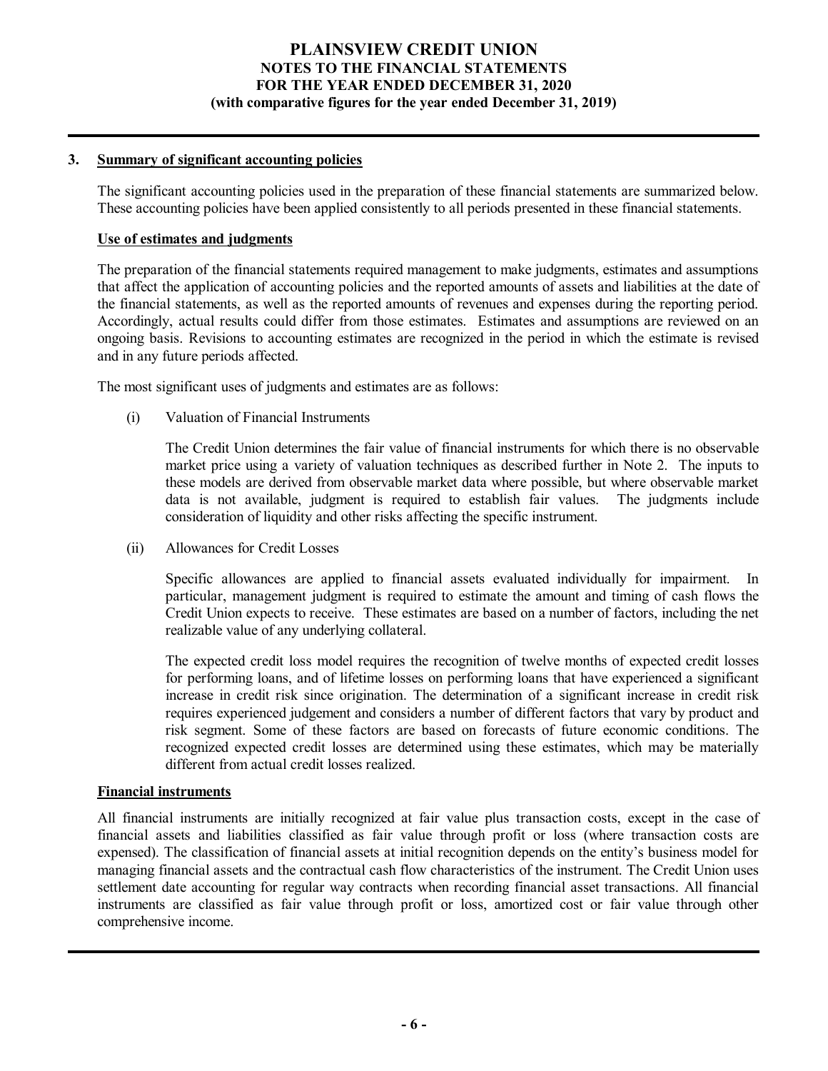## 3. Summary of significant accounting policies

The significant accounting policies used in the preparation of these financial statements are summarized below. These accounting policies have been applied consistently to all periods presented in these financial statements.

### Use of estimates and judgments

The preparation of the financial statements required management to make judgments, estimates and assumptions that affect the application of accounting policies and the reported amounts of assets and liabilities at the date of the financial statements, as well as the reported amounts of revenues and expenses during the reporting period. Accordingly, actual results could differ from those estimates. Estimates and assumptions are reviewed on an ongoing basis. Revisions to accounting estimates are recognized in the period in which the estimate is revised and in any future periods affected.

The most significant uses of judgments and estimates are as follows:

(i) Valuation of Financial Instruments

The Credit Union determines the fair value of financial instruments for which there is no observable market price using a variety of valuation techniques as described further in Note 2. The inputs to these models are derived from observable market data where possible, but where observable market data is not available, judgment is required to establish fair values. The judgments include consideration of liquidity and other risks affecting the specific instrument.

(ii) Allowances for Credit Losses

Specific allowances are applied to financial assets evaluated individually for impairment. In particular, management judgment is required to estimate the amount and timing of cash flows the Credit Union expects to receive. These estimates are based on a number of factors, including the net realizable value of any underlying collateral.

The expected credit loss model requires the recognition of twelve months of expected credit losses for performing loans, and of lifetime losses on performing loans that have experienced a significant increase in credit risk since origination. The determination of a significant increase in credit risk requires experienced judgement and considers a number of different factors that vary by product and risk segment. Some of these factors are based on forecasts of future economic conditions. The recognized expected credit losses are determined using these estimates, which may be materially different from actual credit losses realized.

### Financial instruments

All financial instruments are initially recognized at fair value plus transaction costs, except in the case of financial assets and liabilities classified as fair value through profit or loss (where transaction costs are expensed). The classification of financial assets at initial recognition depends on the entity's business model for managing financial assets and the contractual cash flow characteristics of the instrument. The Credit Union uses settlement date accounting for regular way contracts when recording financial asset transactions. All financial instruments are classified as fair value through profit or loss, amortized cost or fair value through other comprehensive income.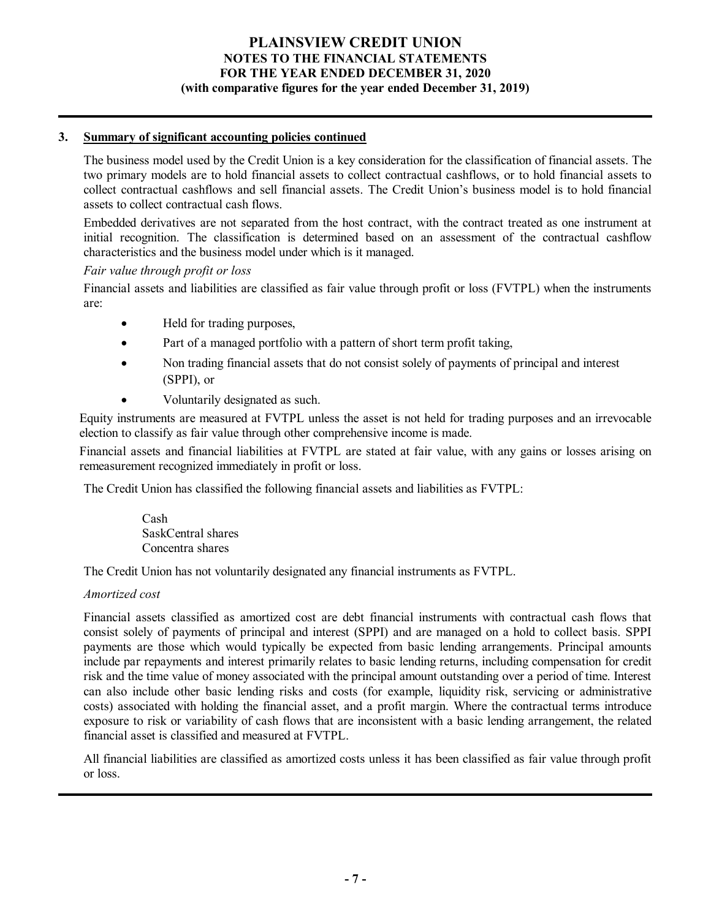## 3. Summary of significant accounting policies continued

The business model used by the Credit Union is a key consideration for the classification of financial assets. The two primary models are to hold financial assets to collect contractual cashflows, or to hold financial assets to collect contractual cashflows and sell financial assets. The Credit Union's business model is to hold financial assets to collect contractual cash flows.

Embedded derivatives are not separated from the host contract, with the contract treated as one instrument at initial recognition. The classification is determined based on an assessment of the contractual cashflow characteristics and the business model under which is it managed.

*Fair value through profit or loss*

Financial assets and liabilities are classified as fair value through profit or loss (FVTPL) when the instruments are:

- Held for trading purposes,
- Part of a managed portfolio with a pattern of short term profit taking,
- Non trading financial assets that do not consist solely of payments of principal and interest (SPPI), or
- Voluntarily designated as such.

Equity instruments are measured at FVTPL unless the asset is not held for trading purposes and an irrevocable election to classify as fair value through other comprehensive income is made.

Financial assets and financial liabilities at FVTPL are stated at fair value, with any gains or losses arising on remeasurement recognized immediately in profit or loss.

The Credit Union has classified the following financial assets and liabilities as FVTPL:

Cash
SaskCentral shares
Concentra shares

The Credit Union has not voluntarily designated any financial instruments as FVTPL.

*Amortized cost*

Financial assets classified as amortized cost are debt financial instruments with contractual cash flows that consist solely of payments of principal and interest (SPPI) and are managed on a hold to collect basis. SPPI payments are those which would typically be expected from basic lending arrangements. Principal amounts include par repayments and interest primarily relates to basic lending returns, including compensation for credit risk and the time value of money associated with the principal amount outstanding over a period of time. Interest can also include other basic lending risks and costs (for example, liquidity risk, servicing or administrative costs) associated with holding the financial asset, and a profit margin. Where the contractual terms introduce exposure to risk or variability of cash flows that are inconsistent with a basic lending arrangement, the related financial asset is classified and measured at FVTPL.

All financial liabilities are classified as amortized costs unless it has been classified as fair value through profit or loss.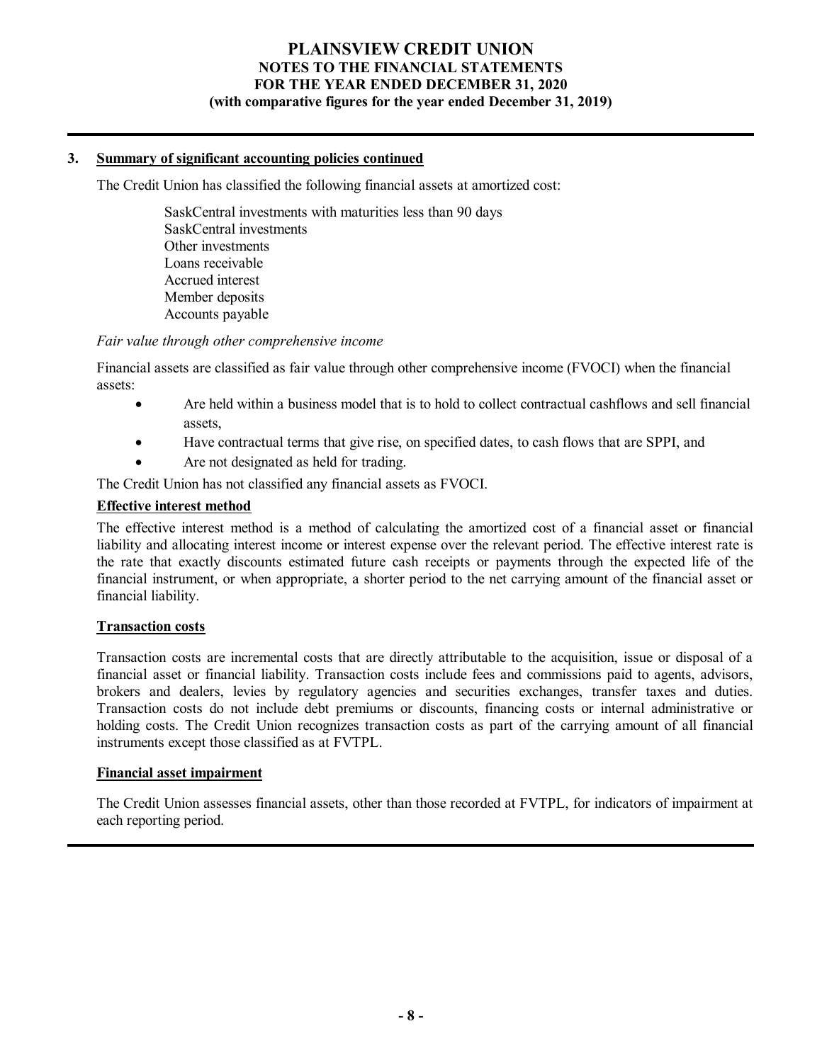## 3. Summary of significant accounting policies continued

The Credit Union has classified the following financial assets at amortized cost:

SaskCentral investments with maturities less than 90 days
SaskCentral investments
Other investments
Loans receivable
Accrued interest
Member deposits
Accounts payable

*Fair value through other comprehensive income*

Financial assets are classified as fair value through other comprehensive income (FVOCI) when the financial assets:

- Are held within a business model that is to hold to collect contractual cashflows and sell financial assets,
- Have contractual terms that give rise, on specified dates, to cash flows that are SPPI, and
- Are not designated as held for trading.

The Credit Union has not classified any financial assets as FVOCI.

### Effective interest method

The effective interest method is a method of calculating the amortized cost of a financial asset or financial liability and allocating interest income or interest expense over the relevant period. The effective interest rate is the rate that exactly discounts estimated future cash receipts or payments through the expected life of the financial instrument, or when appropriate, a shorter period to the net carrying amount of the financial asset or financial liability.

### Transaction costs

Transaction costs are incremental costs that are directly attributable to the acquisition, issue or disposal of a financial asset or financial liability. Transaction costs include fees and commissions paid to agents, advisors, brokers and dealers, levies by regulatory agencies and securities exchanges, transfer taxes and duties. Transaction costs do not include debt premiums or discounts, financing costs or internal administrative or holding costs. The Credit Union recognizes transaction costs as part of the carrying amount of all financial instruments except those classified as at FVTPL.

### Financial asset impairment

The Credit Union assesses financial assets, other than those recorded at FVTPL, for indicators of impairment at each reporting period.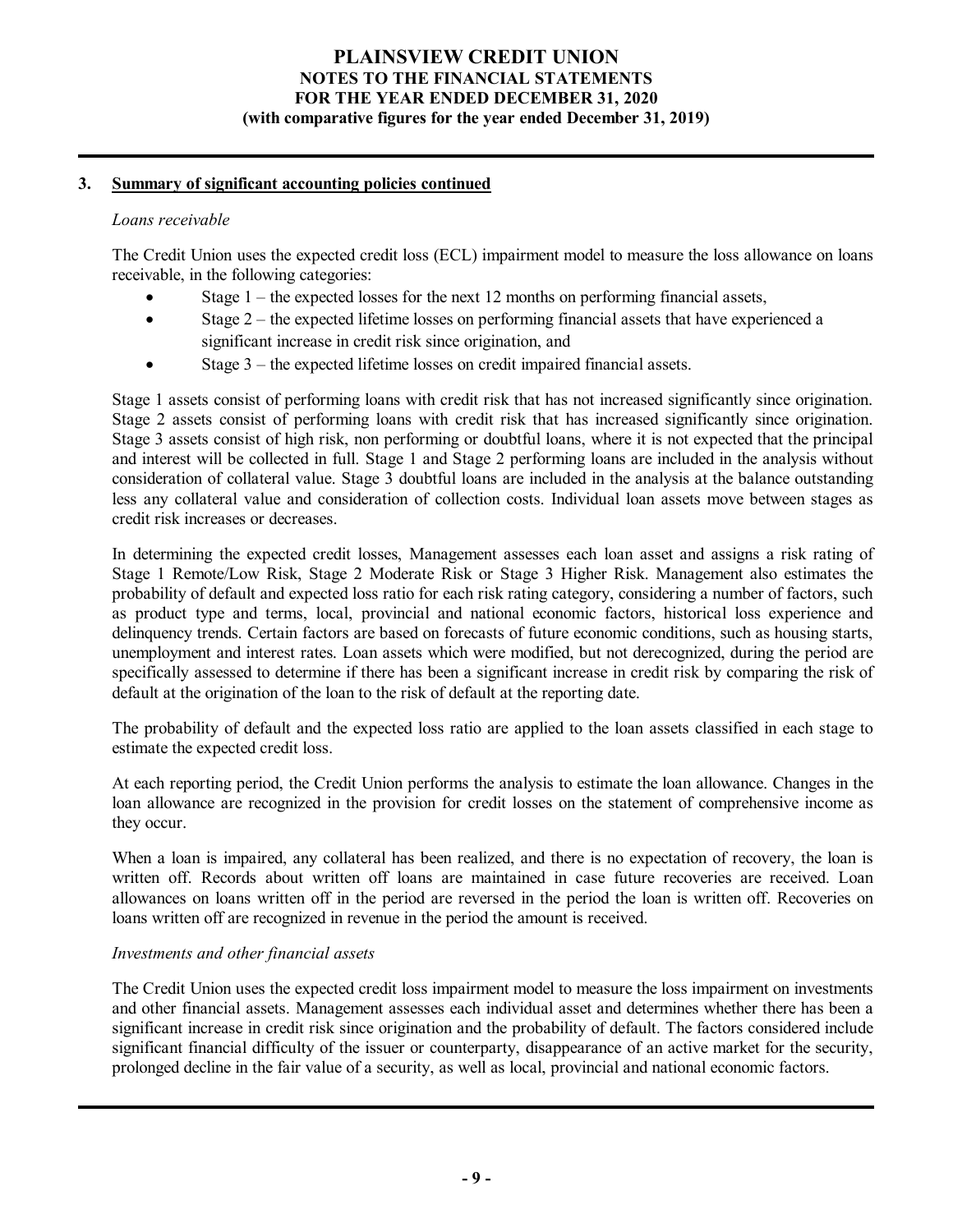## 3. Summary of significant accounting policies continued

*Loans receivable*

The Credit Union uses the expected credit loss (ECL) impairment model to measure the loss allowance on loans receivable, in the following categories:

- Stage 1 – the expected losses for the next 12 months on performing financial assets,
- Stage 2 – the expected lifetime losses on performing financial assets that have experienced a significant increase in credit risk since origination, and
- Stage 3 – the expected lifetime losses on credit impaired financial assets.

Stage 1 assets consist of performing loans with credit risk that has not increased significantly since origination. Stage 2 assets consist of performing loans with credit risk that has increased significantly since origination. Stage 3 assets consist of high risk, non performing or doubtful loans, where it is not expected that the principal and interest will be collected in full. Stage 1 and Stage 2 performing loans are included in the analysis without consideration of collateral value. Stage 3 doubtful loans are included in the analysis at the balance outstanding less any collateral value and consideration of collection costs. Individual loan assets move between stages as credit risk increases or decreases.

In determining the expected credit losses, Management assesses each loan asset and assigns a risk rating of Stage 1 Remote/Low Risk, Stage 2 Moderate Risk or Stage 3 Higher Risk. Management also estimates the probability of default and expected loss ratio for each risk rating category, considering a number of factors, such as product type and terms, local, provincial and national economic factors, historical loss experience and delinquency trends. Certain factors are based on forecasts of future economic conditions, such as housing starts, unemployment and interest rates. Loan assets which were modified, but not derecognized, during the period are specifically assessed to determine if there has been a significant increase in credit risk by comparing the risk of default at the origination of the loan to the risk of default at the reporting date.

The probability of default and the expected loss ratio are applied to the loan assets classified in each stage to estimate the expected credit loss.

At each reporting period, the Credit Union performs the analysis to estimate the loan allowance. Changes in the loan allowance are recognized in the provision for credit losses on the statement of comprehensive income as they occur.

When a loan is impaired, any collateral has been realized, and there is no expectation of recovery, the loan is written off. Records about written off loans are maintained in case future recoveries are received. Loan allowances on loans written off in the period are reversed in the period the loan is written off. Recoveries on loans written off are recognized in revenue in the period the amount is received.

*Investments and other financial assets*

The Credit Union uses the expected credit loss impairment model to measure the loss impairment on investments and other financial assets. Management assesses each individual asset and determines whether there has been a significant increase in credit risk since origination and the probability of default. The factors considered include significant financial difficulty of the issuer or counterparty, disappearance of an active market for the security, prolonged decline in the fair value of a security, as well as local, provincial and national economic factors.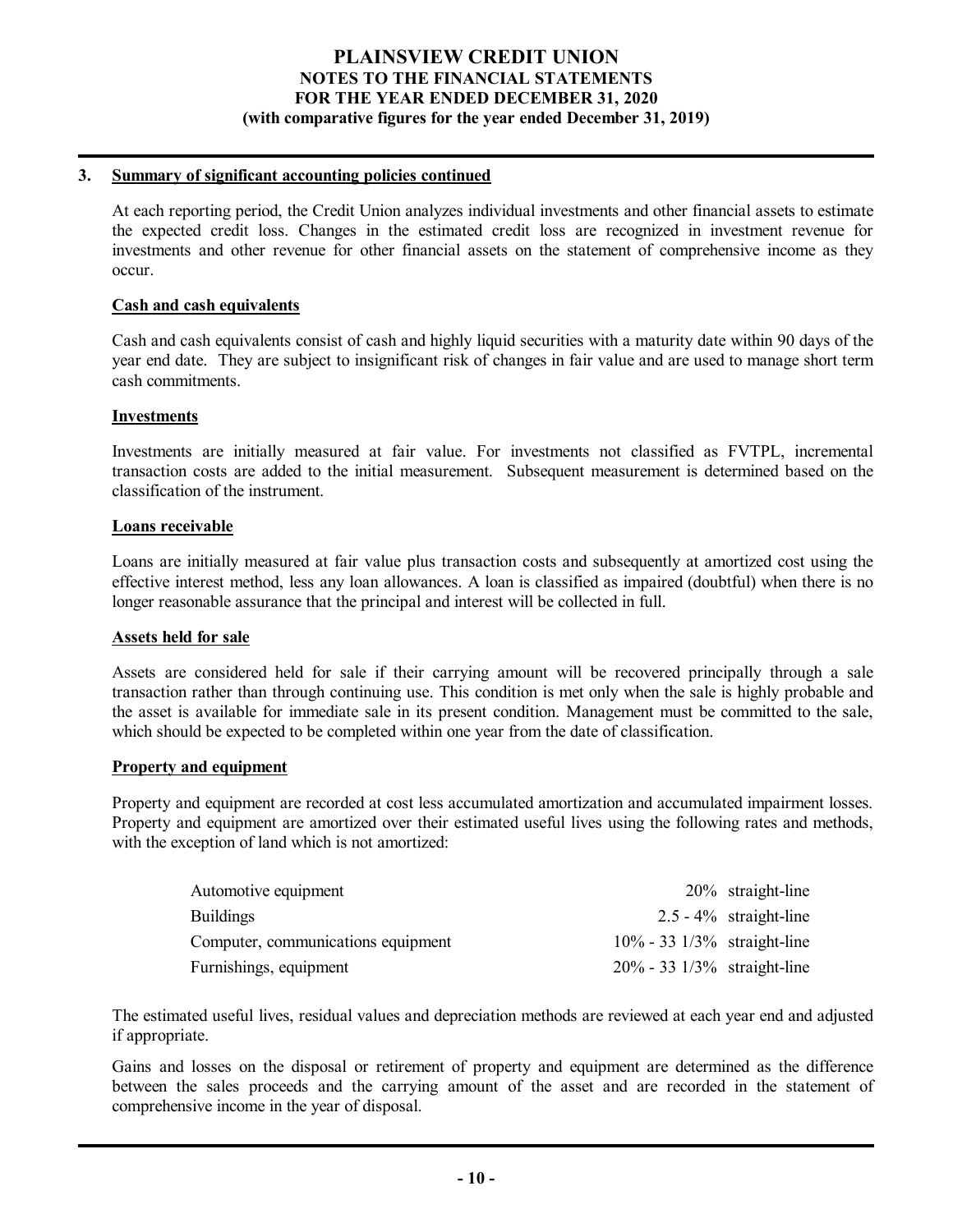### 3. Summary of significant accounting policies continued

At each reporting period, the Credit Union analyzes individual investments and other financial assets to estimate the expected credit loss. Changes in the estimated credit loss are recognized in investment revenue for investments and other revenue for other financial assets on the statement of comprehensive income as they occur.

**Cash and cash equivalents**

Cash and cash equivalents consist of cash and highly liquid securities with a maturity date within 90 days of the year end date. They are subject to insignificant risk of changes in fair value and are used to manage short term cash commitments.

**Investments**

Investments are initially measured at fair value. For investments not classified as FVTPL, incremental transaction costs are added to the initial measurement. Subsequent measurement is determined based on the classification of the instrument.

**Loans receivable**

Loans are initially measured at fair value plus transaction costs and subsequently at amortized cost using the effective interest method, less any loan allowances. A loan is classified as impaired (doubtful) when there is no longer reasonable assurance that the principal and interest will be collected in full.

**Assets held for sale**

Assets are considered held for sale if their carrying amount will be recovered principally through a sale transaction rather than through continuing use. This condition is met only when the sale is highly probable and the asset is available for immediate sale in its present condition. Management must be committed to the sale, which should be expected to be completed within one year from the date of classification.

**Property and equipment**

Property and equipment are recorded at cost less accumulated amortization and accumulated impairment losses. Property and equipment are amortized over their estimated useful lives using the following rates and methods, with the exception of land which is not amortized:

| | | |
|---|---|---|
| Automotive equipment | 20% | straight-line |
| Buildings | 2.5 - 4% | straight-line |
| Computer, communications equipment | 10% - 33 1/3% | straight-line |
| Furnishings, equipment | 20% - 33 1/3% | straight-line |

The estimated useful lives, residual values and depreciation methods are reviewed at each year end and adjusted if appropriate.

Gains and losses on the disposal or retirement of property and equipment are determined as the difference between the sales proceeds and the carrying amount of the asset and are recorded in the statement of comprehensive income in the year of disposal.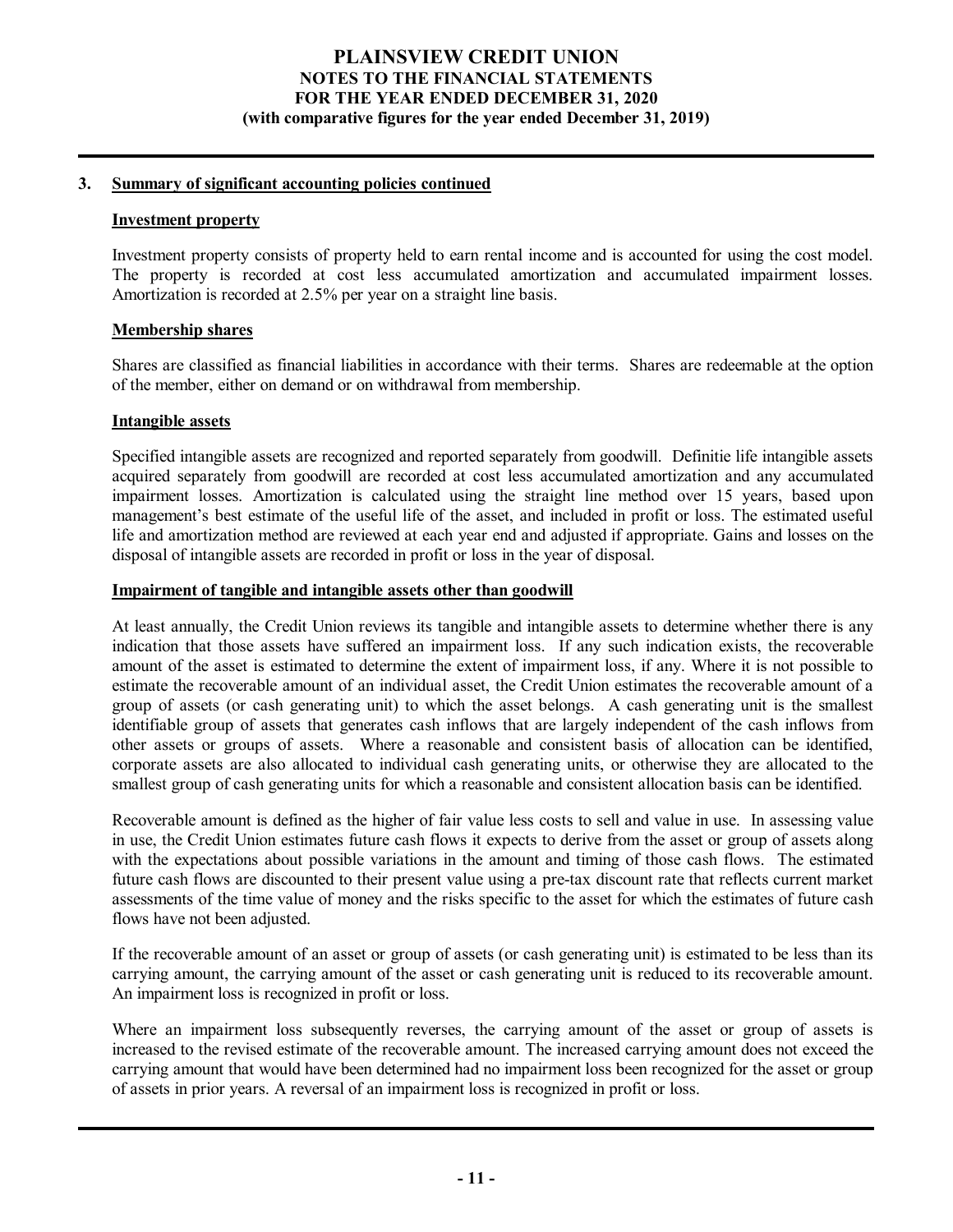## 3. Summary of significant accounting policies continued

### Investment property

Investment property consists of property held to earn rental income and is accounted for using the cost model. The property is recorded at cost less accumulated amortization and accumulated impairment losses. Amortization is recorded at 2.5% per year on a straight line basis.

### Membership shares

Shares are classified as financial liabilities in accordance with their terms. Shares are redeemable at the option of the member, either on demand or on withdrawal from membership.

### Intangible assets

Specified intangible assets are recognized and reported separately from goodwill. Definitie life intangible assets acquired separately from goodwill are recorded at cost less accumulated amortization and any accumulated impairment losses. Amortization is calculated using the straight line method over 15 years, based upon management's best estimate of the useful life of the asset, and included in profit or loss. The estimated useful life and amortization method are reviewed at each year end and adjusted if appropriate. Gains and losses on the disposal of intangible assets are recorded in profit or loss in the year of disposal.

### Impairment of tangible and intangible assets other than goodwill

At least annually, the Credit Union reviews its tangible and intangible assets to determine whether there is any indication that those assets have suffered an impairment loss. If any such indication exists, the recoverable amount of the asset is estimated to determine the extent of impairment loss, if any. Where it is not possible to estimate the recoverable amount of an individual asset, the Credit Union estimates the recoverable amount of a group of assets (or cash generating unit) to which the asset belongs. A cash generating unit is the smallest identifiable group of assets that generates cash inflows that are largely independent of the cash inflows from other assets or groups of assets. Where a reasonable and consistent basis of allocation can be identified, corporate assets are also allocated to individual cash generating units, or otherwise they are allocated to the smallest group of cash generating units for which a reasonable and consistent allocation basis can be identified.

Recoverable amount is defined as the higher of fair value less costs to sell and value in use. In assessing value in use, the Credit Union estimates future cash flows it expects to derive from the asset or group of assets along with the expectations about possible variations in the amount and timing of those cash flows. The estimated future cash flows are discounted to their present value using a pre-tax discount rate that reflects current market assessments of the time value of money and the risks specific to the asset for which the estimates of future cash flows have not been adjusted.

If the recoverable amount of an asset or group of assets (or cash generating unit) is estimated to be less than its carrying amount, the carrying amount of the asset or cash generating unit is reduced to its recoverable amount. An impairment loss is recognized in profit or loss.

Where an impairment loss subsequently reverses, the carrying amount of the asset or group of assets is increased to the revised estimate of the recoverable amount. The increased carrying amount does not exceed the carrying amount that would have been determined had no impairment loss been recognized for the asset or group of assets in prior years. A reversal of an impairment loss is recognized in profit or loss.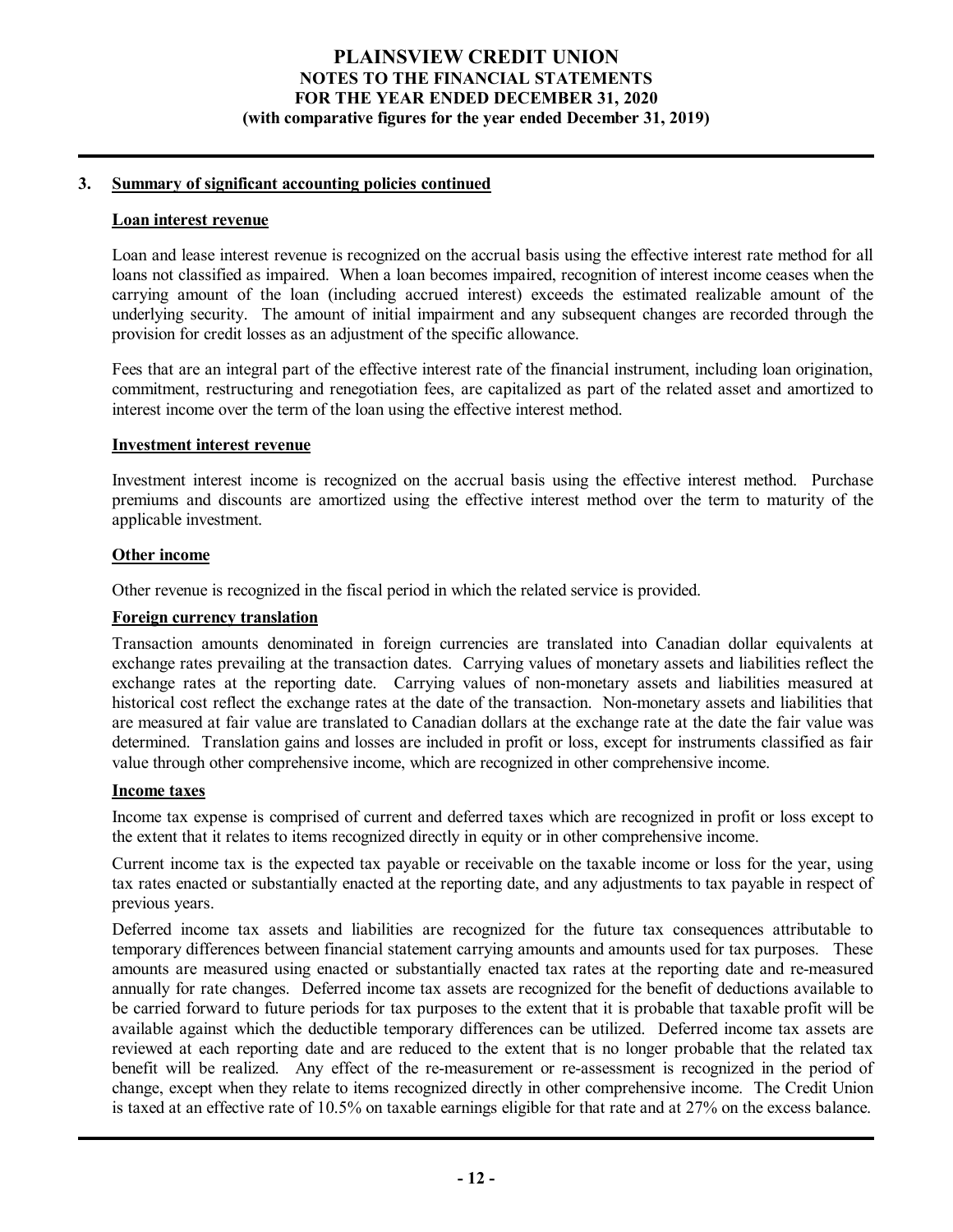## 3. Summary of significant accounting policies continued

### Loan interest revenue

Loan and lease interest revenue is recognized on the accrual basis using the effective interest rate method for all loans not classified as impaired. When a loan becomes impaired, recognition of interest income ceases when the carrying amount of the loan (including accrued interest) exceeds the estimated realizable amount of the underlying security. The amount of initial impairment and any subsequent changes are recorded through the provision for credit losses as an adjustment of the specific allowance.

Fees that are an integral part of the effective interest rate of the financial instrument, including loan origination, commitment, restructuring and renegotiation fees, are capitalized as part of the related asset and amortized to interest income over the term of the loan using the effective interest method.

### Investment interest revenue

Investment interest income is recognized on the accrual basis using the effective interest method. Purchase premiums and discounts are amortized using the effective interest method over the term to maturity of the applicable investment.

### Other income

Other revenue is recognized in the fiscal period in which the related service is provided.

### Foreign currency translation

Transaction amounts denominated in foreign currencies are translated into Canadian dollar equivalents at exchange rates prevailing at the transaction dates. Carrying values of monetary assets and liabilities reflect the exchange rates at the reporting date. Carrying values of non-monetary assets and liabilities measured at historical cost reflect the exchange rates at the date of the transaction. Non-monetary assets and liabilities that are measured at fair value are translated to Canadian dollars at the exchange rate at the date the fair value was determined. Translation gains and losses are included in profit or loss, except for instruments classified as fair value through other comprehensive income, which are recognized in other comprehensive income.

### Income taxes

Income tax expense is comprised of current and deferred taxes which are recognized in profit or loss except to the extent that it relates to items recognized directly in equity or in other comprehensive income.

Current income tax is the expected tax payable or receivable on the taxable income or loss for the year, using tax rates enacted or substantially enacted at the reporting date, and any adjustments to tax payable in respect of previous years.

Deferred income tax assets and liabilities are recognized for the future tax consequences attributable to temporary differences between financial statement carrying amounts and amounts used for tax purposes. These amounts are measured using enacted or substantially enacted tax rates at the reporting date and re-measured annually for rate changes. Deferred income tax assets are recognized for the benefit of deductions available to be carried forward to future periods for tax purposes to the extent that it is probable that taxable profit will be available against which the deductible temporary differences can be utilized. Deferred income tax assets are reviewed at each reporting date and are reduced to the extent that is no longer probable that the related tax benefit will be realized. Any effect of the re-measurement or re-assessment is recognized in the period of change, except when they relate to items recognized directly in other comprehensive income. The Credit Union is taxed at an effective rate of 10.5% on taxable earnings eligible for that rate and at 27% on the excess balance.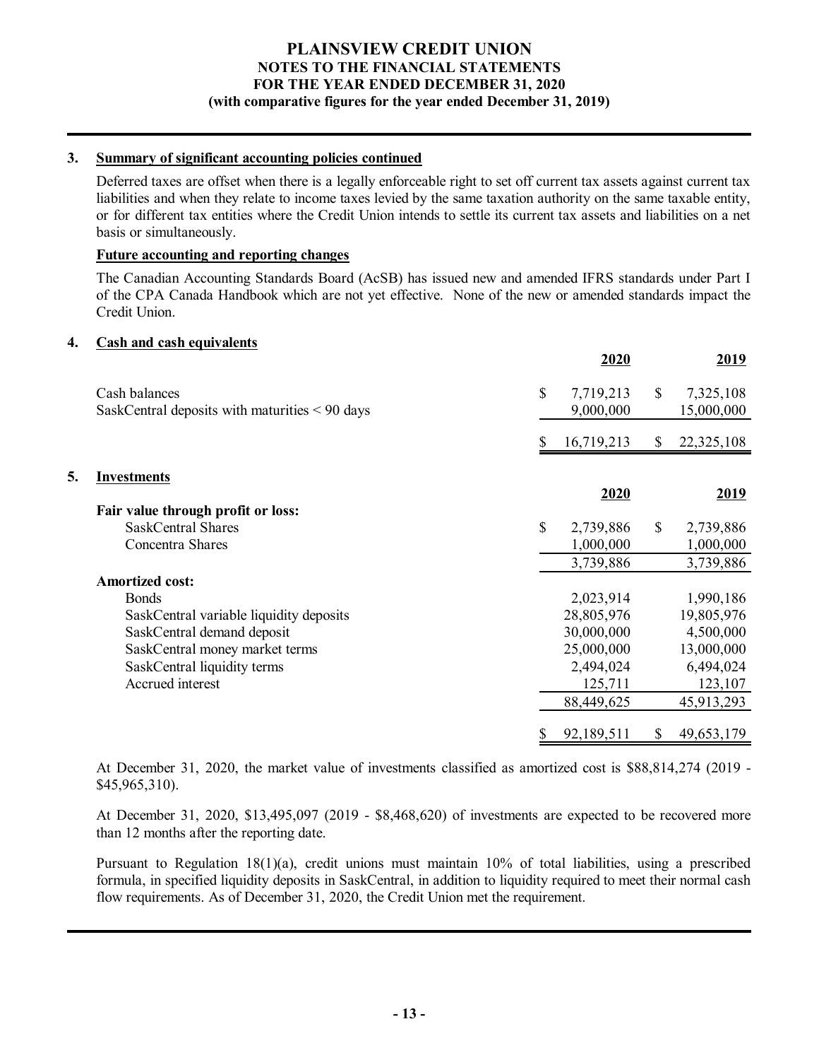## 3. Summary of significant accounting policies continued

Deferred taxes are offset when there is a legally enforceable right to set off current tax assets against current tax liabilities and when they relate to income taxes levied by the same taxation authority on the same taxable entity, or for different tax entities where the Credit Union intends to settle its current tax assets and liabilities on a net basis or simultaneously.

**Future accounting and reporting changes**

The Canadian Accounting Standards Board (AcSB) has issued new and amended IFRS standards under Part I of the CPA Canada Handbook which are not yet effective. None of the new or amended standards impact the Credit Union.

## 4. Cash and cash equivalents

| | 2020 | 2019 |
|---|---|---|
| Cash balances | $ 7,719,213 | $ 7,325,108 |
| SaskCentral deposits with maturities < 90 days | 9,000,000 | 15,000,000 |
| | $ 16,719,213 | $ 22,325,108 |

## 5. Investments

| | 2020 | 2019 |
|---|---|---|
| **Fair value through profit or loss:** | | |
| SaskCentral Shares | $ 2,739,886 | $ 2,739,886 |
| Concentra Shares | 1,000,000 | 1,000,000 |
| | 3,739,886 | 3,739,886 |
| **Amortized cost:** | | |
| Bonds | 2,023,914 | 1,990,186 |
| SaskCentral variable liquidity deposits | 28,805,976 | 19,805,976 |
| SaskCentral demand deposit | 30,000,000 | 4,500,000 |
| SaskCentral money market terms | 25,000,000 | 13,000,000 |
| SaskCentral liquidity terms | 2,494,024 | 6,494,024 |
| Accrued interest | 125,711 | 123,107 |
| | 88,449,625 | 45,913,293 |
| | $ 92,189,511 | $ 49,653,179 |

At December 31, 2020, the market value of investments classified as amortized cost is $88,814,274 (2019 - $45,965,310).

At December 31, 2020, $13,495,097 (2019 - $8,468,620) of investments are expected to be recovered more than 12 months after the reporting date.

Pursuant to Regulation 18(1)(a), credit unions must maintain 10% of total liabilities, using a prescribed formula, in specified liquidity deposits in SaskCentral, in addition to liquidity required to meet their normal cash flow requirements. As of December 31, 2020, the Credit Union met the requirement.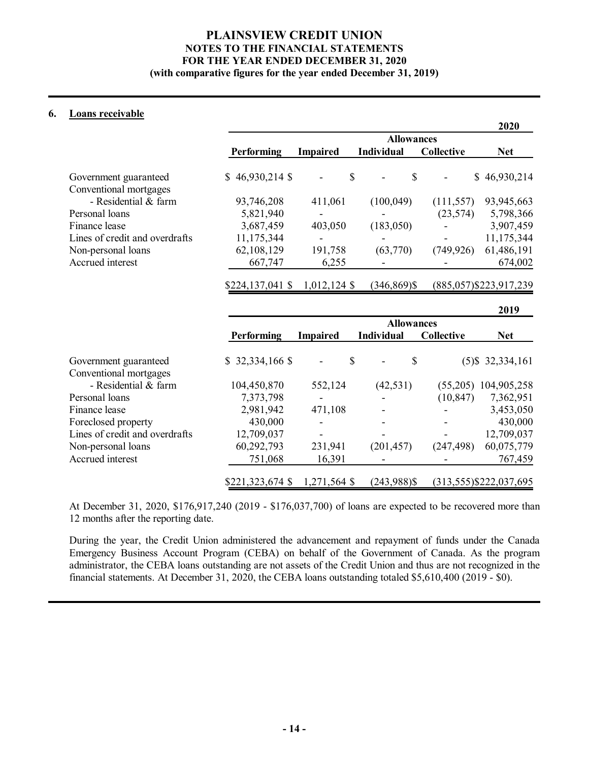## 6. Loans receivable

| | | | | | 2020 |
|---|---|---|---|---|---|
| | | | Allowances | | |
| | Performing | Impaired | Individual | Collective | Net |
| Government guaranteed | $ 46,930,214 | $ - | $ - | $ - | $ 46,930,214 |
| Conventional mortgages | | | | | |
| - Residential & farm | 93,746,208 | 411,061 | (100,049) | (111,557) | 93,945,663 |
| Personal loans | 5,821,940 | - | - | (23,574) | 5,798,366 |
| Finance lease | 3,687,459 | 403,050 | (183,050) | - | 3,907,459 |
| Lines of credit and overdrafts | 11,175,344 | - | - | - | 11,175,344 |
| Non-personal loans | 62,108,129 | 191,758 | (63,770) | (749,926) | 61,486,191 |
| Accrued interest | 667,747 | 6,255 | - | - | 674,002 |
| | $224,137,041 | $ 1,012,124 | $ (346,869) | $ (885,057) | $223,917,239 |

| | | | | | 2019 |
|---|---|---|---|---|---|
| | | | Allowances | | |
| | Performing | Impaired | Individual | Collective | Net |
| Government guaranteed | $ 32,334,166 | $ - | $ - | $ (5) | $ 32,334,161 |
| Conventional mortgages | | | | | |
| - Residential & farm | 104,450,870 | 552,124 | (42,531) | (55,205) | 104,905,258 |
| Personal loans | 7,373,798 | - | - | (10,847) | 7,362,951 |
| Finance lease | 2,981,942 | 471,108 | - | - | 3,453,050 |
| Foreclosed property | 430,000 | - | - | - | 430,000 |
| Lines of credit and overdrafts | 12,709,037 | - | - | - | 12,709,037 |
| Non-personal loans | 60,292,793 | 231,941 | (201,457) | (247,498) | 60,075,779 |
| Accrued interest | 751,068 | 16,391 | - | - | 767,459 |
| | $221,323,674 | $ 1,271,564 | $ (243,988) | $ (313,555) | $222,037,695 |

At December 31, 2020, $176,917,240 (2019 - $176,037,700) of loans are expected to be recovered more than 12 months after the reporting date.

During the year, the Credit Union administered the advancement and repayment of funds under the Canada Emergency Business Account Program (CEBA) on behalf of the Government of Canada. As the program administrator, the CEBA loans outstanding are not assets of the Credit Union and thus are not recognized in the financial statements. At December 31, 2020, the CEBA loans outstanding totaled $5,610,400 (2019 - $0).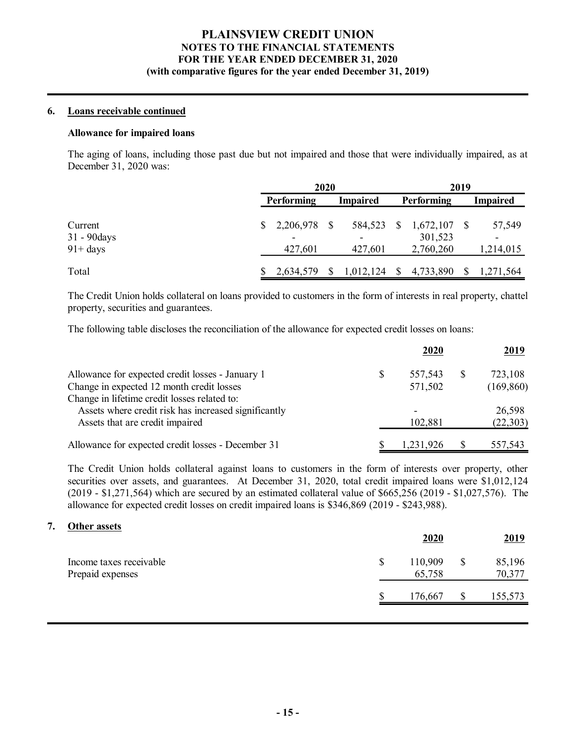## 6. Loans receivable continued

### Allowance for impaired loans

The aging of loans, including those past due but not impaired and those that were individually impaired, as at December 31, 2020 was:

| | 2020 | | 2019 | |
|---|---|---|---|---|
| | **Performing** | **Impaired** | **Performing** | **Impaired** |
| Current | $ 2,206,978 | $ 584,523 | $ 1,672,107 | $ 57,549 |
| 31 - 90days | - | - | 301,523 | - |
| 91+ days | 427,601 | 427,601 | 2,760,260 | 1,214,015 |
| Total | $ 2,634,579 | $ 1,012,124 | $ 4,733,890 | $ 1,271,564 |

The Credit Union holds collateral on loans provided to customers in the form of interests in real property, chattel property, securities and guarantees.

The following table discloses the reconciliation of the allowance for expected credit losses on loans:

| | 2020 | 2019 |
|---|---|---|
| Allowance for expected credit losses - January 1 | $ 557,543 | $ 723,108 |
| Change in expected 12 month credit losses | 571,502 | (169,860) |
| Change in lifetime credit losses related to: | | |
| Assets where credit risk has increased significantly | - | 26,598 |
| Assets that are credit impaired | 102,881 | (22,303) |
| Allowance for expected credit losses - December 31 | $ 1,231,926 | $ 557,543 |

The Credit Union holds collateral against loans to customers in the form of interests over property, other securities over assets, and guarantees. At December 31, 2020, total credit impaired loans were $1,012,124 (2019 - $1,271,564) which are secured by an estimated collateral value of $665,256 (2019 - $1,027,576). The allowance for expected credit losses on credit impaired loans is $346,869 (2019 - $243,988).

## 7. Other assets

| | 2020 | 2019 |
|---|---|---|
| Income taxes receivable | $ 110,909 | $ 85,196 |
| Prepaid expenses | 65,758 | 70,377 |
| | $ 176,667 | $ 155,573 |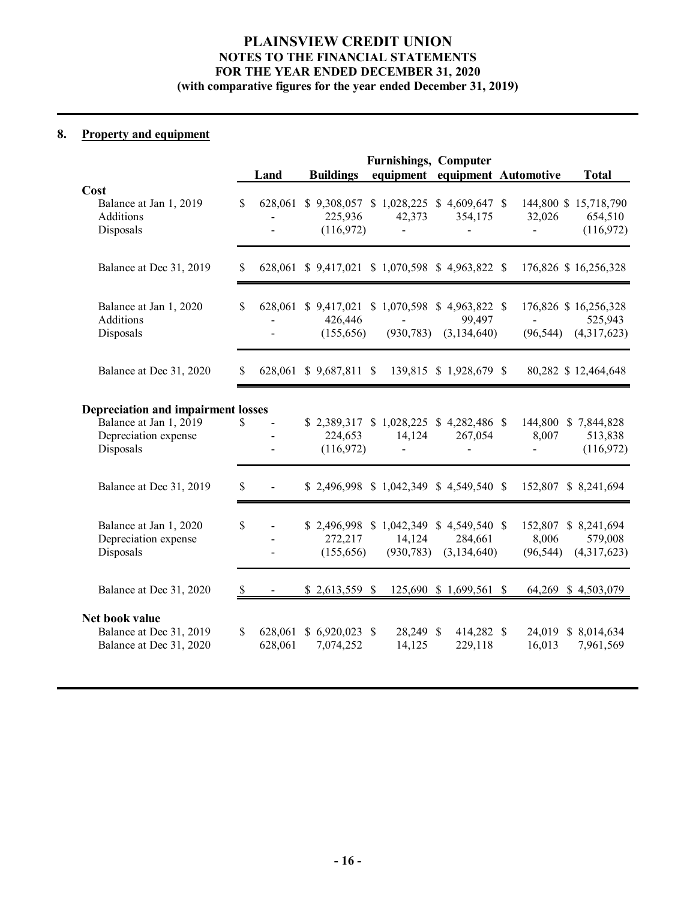# PLAINSVIEW CREDIT UNION
## NOTES TO THE FINANCIAL STATEMENTS
## FOR THE YEAR ENDED DECEMBER 31, 2020
## (with comparative figures for the year ended December 31, 2019)

## 8. Property and equipment

| | Land | Buildings | Furnishings, equipment | Computer equipment | Automotive | Total |
|---|---|---|---|---|---|---|
| **Cost** | | | | | | |
| Balance at Jan 1, 2019 | $ 628,061 | $ 9,308,057 | $ 1,028,225 | $ 4,609,647 | $ 144,800 | $ 15,718,790 |
| Additions | - | 225,936 | 42,373 | 354,175 | 32,026 | 654,510 |
| Disposals | - | (116,972) | - | - | - | (116,972) |
| Balance at Dec 31, 2019 | $ 628,061 | $ 9,417,021 | $ 1,070,598 | $ 4,963,822 | $ 176,826 | $ 16,256,328 |
| Balance at Jan 1, 2020 | $ 628,061 | $ 9,417,021 | $ 1,070,598 | $ 4,963,822 | $ 176,826 | $ 16,256,328 |
| Additions | - | 426,446 | - | 99,497 | - | 525,943 |
| Disposals | - | (155,656) | (930,783) | (3,134,640) | (96,544) | (4,317,623) |
| Balance at Dec 31, 2020 | $ 628,061 | $ 9,687,811 | $ 139,815 | $ 1,928,679 | $ 80,282 | $ 12,464,648 |
| **Depreciation and impairment losses** | | | | | | |
| Balance at Jan 1, 2019 | $ - | $ 2,389,317 | $ 1,028,225 | $ 4,282,486 | $ 144,800 | $ 7,844,828 |
| Depreciation expense | - | 224,653 | 14,124 | 267,054 | 8,007 | 513,838 |
| Disposals | - | (116,972) | - | - | - | (116,972) |
| Balance at Dec 31, 2019 | $ - | $ 2,496,998 | $ 1,042,349 | $ 4,549,540 | $ 152,807 | $ 8,241,694 |
| Balance at Jan 1, 2020 | $ - | $ 2,496,998 | $ 1,042,349 | $ 4,549,540 | $ 152,807 | $ 8,241,694 |
| Depreciation expense | - | 272,217 | 14,124 | 284,661 | 8,006 | 579,008 |
| Disposals | - | (155,656) | (930,783) | (3,134,640) | (96,544) | (4,317,623) |
| Balance at Dec 31, 2020 | $ - | $ 2,613,559 | $ 125,690 | $ 1,699,561 | $ 64,269 | $ 4,503,079 |
| **Net book value** | | | | | | |
| Balance at Dec 31, 2019 | $ 628,061 | $ 6,920,023 | $ 28,249 | $ 414,282 | $ 24,019 | $ 8,014,634 |
| Balance at Dec 31, 2020 | 628,061 | 7,074,252 | 14,125 | 229,118 | 16,013 | 7,961,569 |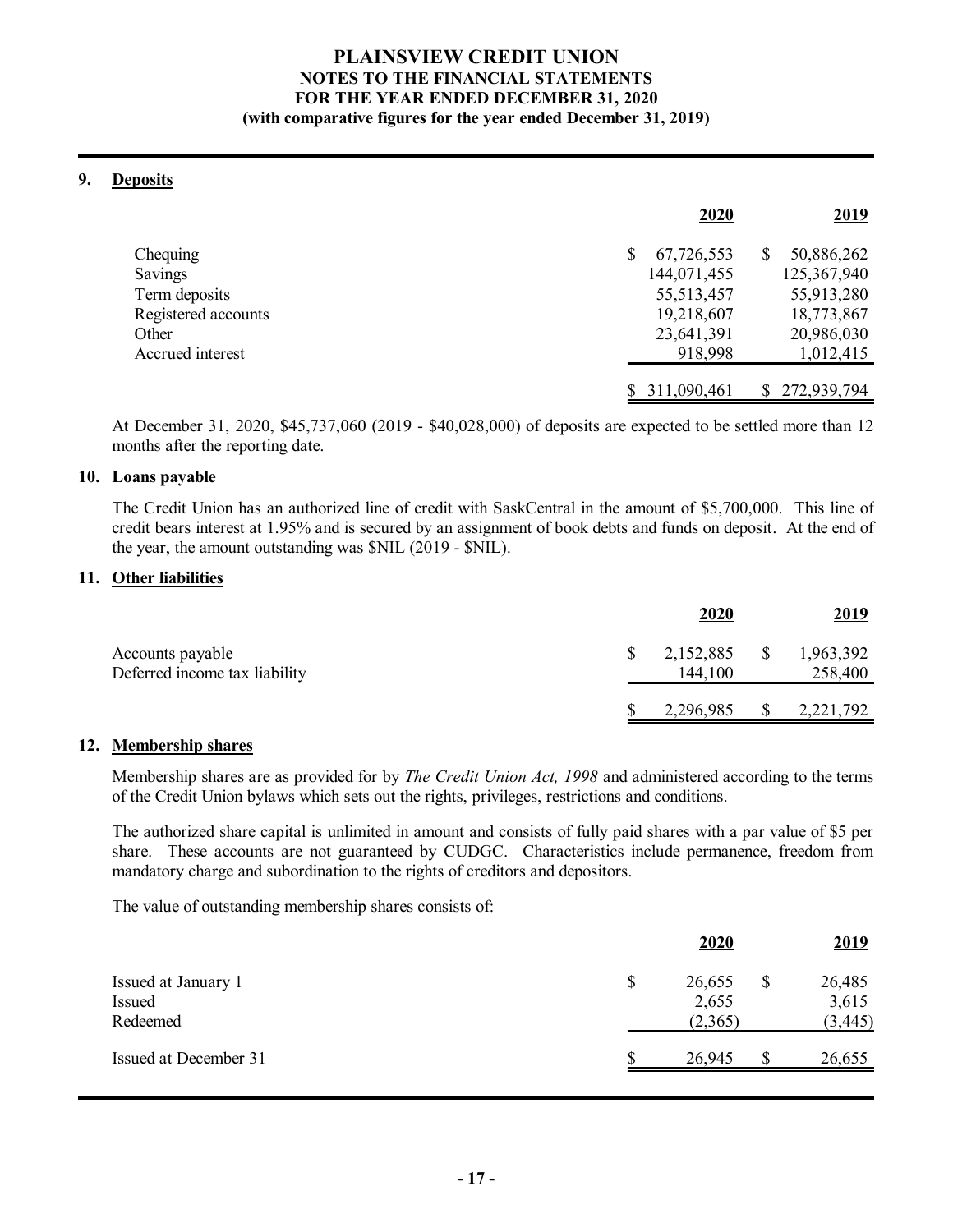# PLAINSVIEW CREDIT UNION
## NOTES TO THE FINANCIAL STATEMENTS
## FOR THE YEAR ENDED DECEMBER 31, 2020
## (with comparative figures for the year ended December 31, 2019)

### 9. Deposits

| | 2020 | 2019 |
|---|---:|---:|
| Chequing | $ 67,726,553 | $ 50,886,262 |
| Savings | 144,071,455 | 125,367,940 |
| Term deposits | 55,513,457 | 55,913,280 |
| Registered accounts | 19,218,607 | 18,773,867 |
| Other | 23,641,391 | 20,986,030 |
| Accrued interest | 918,998 | 1,012,415 |
| | $ 311,090,461 | $ 272,939,794 |

At December 31, 2020, $45,737,060 (2019 - $40,028,000) of deposits are expected to be settled more than 12 months after the reporting date.

### 10. Loans payable

The Credit Union has an authorized line of credit with SaskCentral in the amount of $5,700,000. This line of credit bears interest at 1.95% and is secured by an assignment of book debts and funds on deposit. At the end of the year, the amount outstanding was $NIL (2019 - $NIL).

### 11. Other liabilities

| | 2020 | 2019 |
|---|---:|---:|
| Accounts payable | $ 2,152,885 | $ 1,963,392 |
| Deferred income tax liability | 144,100 | 258,400 |
| | $ 2,296,985 | $ 2,221,792 |

### 12. Membership shares

Membership shares are as provided for by *The Credit Union Act, 1998* and administered according to the terms of the Credit Union bylaws which sets out the rights, privileges, restrictions and conditions.

The authorized share capital is unlimited in amount and consists of fully paid shares with a par value of $5 per share. These accounts are not guaranteed by CUDGC. Characteristics include permanence, freedom from mandatory charge and subordination to the rights of creditors and depositors.

The value of outstanding membership shares consists of:

| | 2020 | 2019 |
|---|---:|---:|
| Issued at January 1 | $ 26,655 | $ 26,485 |
| Issued | 2,655 | 3,615 |
| Redeemed | (2,365) | (3,445) |
| Issued at December 31 | $ 26,945 | $ 26,655 |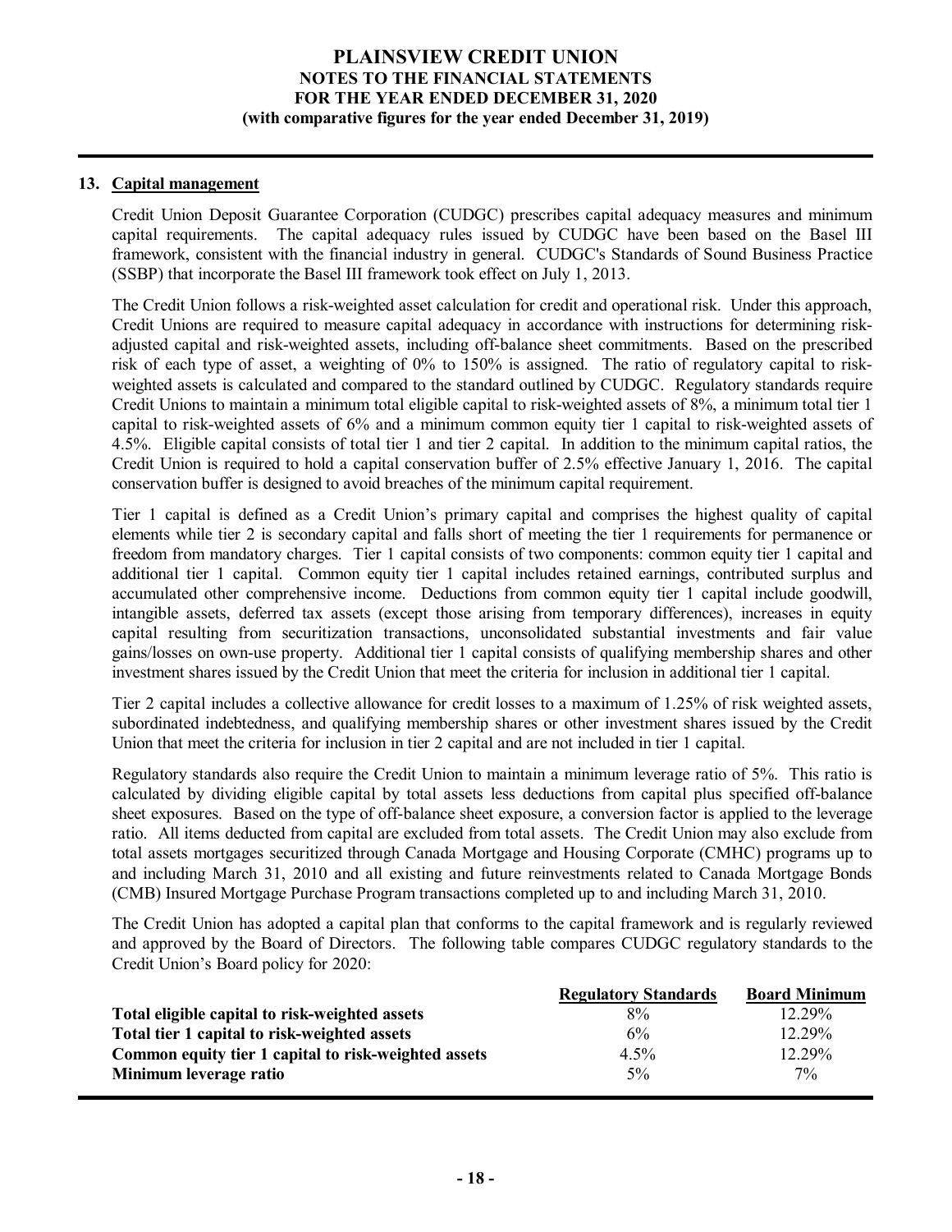## 13. Capital management

Credit Union Deposit Guarantee Corporation (CUDGC) prescribes capital adequacy measures and minimum capital requirements. The capital adequacy rules issued by CUDGC have been based on the Basel III framework, consistent with the financial industry in general. CUDGC's Standards of Sound Business Practice (SSBP) that incorporate the Basel III framework took effect on July 1, 2013.

The Credit Union follows a risk-weighted asset calculation for credit and operational risk. Under this approach, Credit Unions are required to measure capital adequacy in accordance with instructions for determining risk-adjusted capital and risk-weighted assets, including off-balance sheet commitments. Based on the prescribed risk of each type of asset, a weighting of 0% to 150% is assigned. The ratio of regulatory capital to risk-weighted assets is calculated and compared to the standard outlined by CUDGC. Regulatory standards require Credit Unions to maintain a minimum total eligible capital to risk-weighted assets of 8%, a minimum total tier 1 capital to risk-weighted assets of 6% and a minimum common equity tier 1 capital to risk-weighted assets of 4.5%. Eligible capital consists of total tier 1 and tier 2 capital. In addition to the minimum capital ratios, the Credit Union is required to hold a capital conservation buffer of 2.5% effective January 1, 2016. The capital conservation buffer is designed to avoid breaches of the minimum capital requirement.

Tier 1 capital is defined as a Credit Union's primary capital and comprises the highest quality of capital elements while tier 2 is secondary capital and falls short of meeting the tier 1 requirements for permanence or freedom from mandatory charges. Tier 1 capital consists of two components: common equity tier 1 capital and additional tier 1 capital. Common equity tier 1 capital includes retained earnings, contributed surplus and accumulated other comprehensive income. Deductions from common equity tier 1 capital include goodwill, intangible assets, deferred tax assets (except those arising from temporary differences), increases in equity capital resulting from securitization transactions, unconsolidated substantial investments and fair value gains/losses on own-use property. Additional tier 1 capital consists of qualifying membership shares and other investment shares issued by the Credit Union that meet the criteria for inclusion in additional tier 1 capital.

Tier 2 capital includes a collective allowance for credit losses to a maximum of 1.25% of risk weighted assets, subordinated indebtedness, and qualifying membership shares or other investment shares issued by the Credit Union that meet the criteria for inclusion in tier 2 capital and are not included in tier 1 capital.

Regulatory standards also require the Credit Union to maintain a minimum leverage ratio of 5%. This ratio is calculated by dividing eligible capital by total assets less deductions from capital plus specified off-balance sheet exposures. Based on the type of off-balance sheet exposure, a conversion factor is applied to the leverage ratio. All items deducted from capital are excluded from total assets. The Credit Union may also exclude from total assets mortgages securitized through Canada Mortgage and Housing Corporate (CMHC) programs up to and including March 31, 2010 and all existing and future reinvestments related to Canada Mortgage Bonds (CMB) Insured Mortgage Purchase Program transactions completed up to and including March 31, 2010.

The Credit Union has adopted a capital plan that conforms to the capital framework and is regularly reviewed and approved by the Board of Directors. The following table compares CUDGC regulatory standards to the Credit Union's Board policy for 2020:

| | Regulatory Standards | Board Minimum |
|---|---|---|
| **Total eligible capital to risk-weighted assets** | 8% | 12.29% |
| **Total tier 1 capital to risk-weighted assets** | 6% | 12.29% |
| **Common equity tier 1 capital to risk-weighted assets** | 4.5% | 12.29% |
| **Minimum leverage ratio** | 5% | 7% |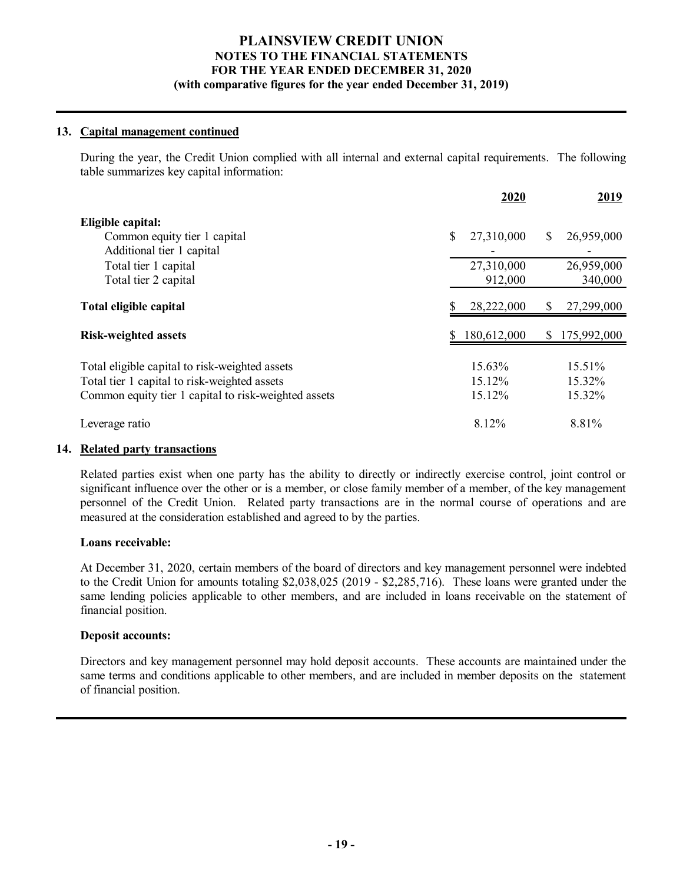**PLAINSVIEW CREDIT UNION**
**NOTES TO THE FINANCIAL STATEMENTS**
**FOR THE YEAR ENDED DECEMBER 31, 2020**
**(with comparative figures for the year ended December 31, 2019)**

## 13. Capital management continued

During the year, the Credit Union complied with all internal and external capital requirements. The following table summarizes key capital information:

| | 2020 | 2019 |
|---|---|---|
| **Eligible capital:** | | |
| Common equity tier 1 capital | $ 27,310,000 | $ 26,959,000 |
| Additional tier 1 capital | - | - |
| Total tier 1 capital | 27,310,000 | 26,959,000 |
| Total tier 2 capital | 912,000 | 340,000 |
| **Total eligible capital** | $ 28,222,000 | $ 27,299,000 |
| **Risk-weighted assets** | $ 180,612,000 | $ 175,992,000 |
| Total eligible capital to risk-weighted assets | 15.63% | 15.51% |
| Total tier 1 capital to risk-weighted assets | 15.12% | 15.32% |
| Common equity tier 1 capital to risk-weighted assets | 15.12% | 15.32% |
| Leverage ratio | 8.12% | 8.81% |

## 14. Related party transactions

Related parties exist when one party has the ability to directly or indirectly exercise control, joint control or significant influence over the other or is a member, or close family member of a member, of the key management personnel of the Credit Union. Related party transactions are in the normal course of operations and are measured at the consideration established and agreed to by the parties.

**Loans receivable:**

At December 31, 2020, certain members of the board of directors and key management personnel were indebted to the Credit Union for amounts totaling $2,038,025 (2019 - $2,285,716). These loans were granted under the same lending policies applicable to other members, and are included in loans receivable on the statement of financial position.

**Deposit accounts:**

Directors and key management personnel may hold deposit accounts. These accounts are maintained under the same terms and conditions applicable to other members, and are included in member deposits on the statement of financial position.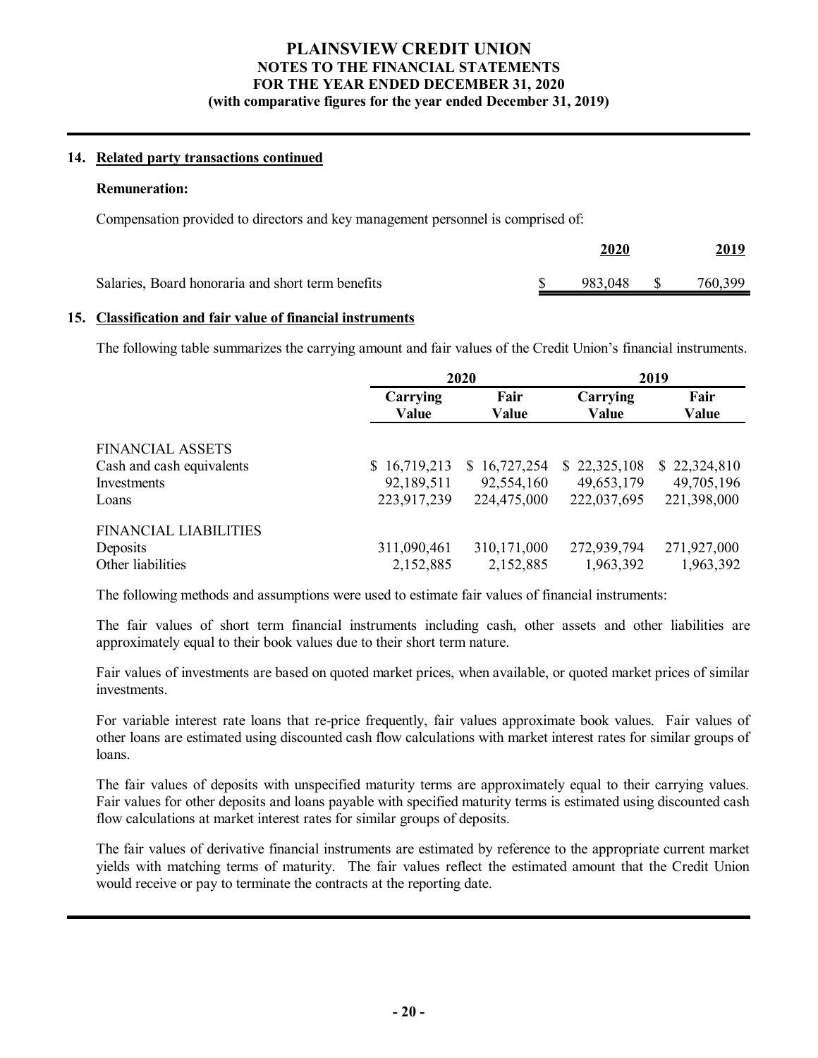## 14. Related party transactions continued

**Remuneration:**

Compensation provided to directors and key management personnel is comprised of:

| | 2020 | 2019 |
|---|---|---|
| Salaries, Board honoraria and short term benefits | $ 983,048 | $ 760,399 |

## 15. Classification and fair value of financial instruments

The following table summarizes the carrying amount and fair values of the Credit Union's financial instruments.

| | 2020 | | 2019 | |
|---|---|---|---|---|
| | Carrying Value | Fair Value | Carrying Value | Fair Value |
| FINANCIAL ASSETS | | | | |
| Cash and cash equivalents | $ 16,719,213 | $ 16,727,254 | $ 22,325,108 | $ 22,324,810 |
| Investments | 92,189,511 | 92,554,160 | 49,653,179 | 49,705,196 |
| Loans | 223,917,239 | 224,475,000 | 222,037,695 | 221,398,000 |
| FINANCIAL LIABILITIES | | | | |
| Deposits | 311,090,461 | 310,171,000 | 272,939,794 | 271,927,000 |
| Other liabilities | 2,152,885 | 2,152,885 | 1,963,392 | 1,963,392 |

The following methods and assumptions were used to estimate fair values of financial instruments:

The fair values of short term financial instruments including cash, other assets and other liabilities are approximately equal to their book values due to their short term nature.

Fair values of investments are based on quoted market prices, when available, or quoted market prices of similar investments.

For variable interest rate loans that re-price frequently, fair values approximate book values. Fair values of other loans are estimated using discounted cash flow calculations with market interest rates for similar groups of loans.

The fair values of deposits with unspecified maturity terms are approximately equal to their carrying values. Fair values for other deposits and loans payable with specified maturity terms is estimated using discounted cash flow calculations at market interest rates for similar groups of deposits.

The fair values of derivative financial instruments are estimated by reference to the appropriate current market yields with matching terms of maturity. The fair values reflect the estimated amount that the Credit Union would receive or pay to terminate the contracts at the reporting date.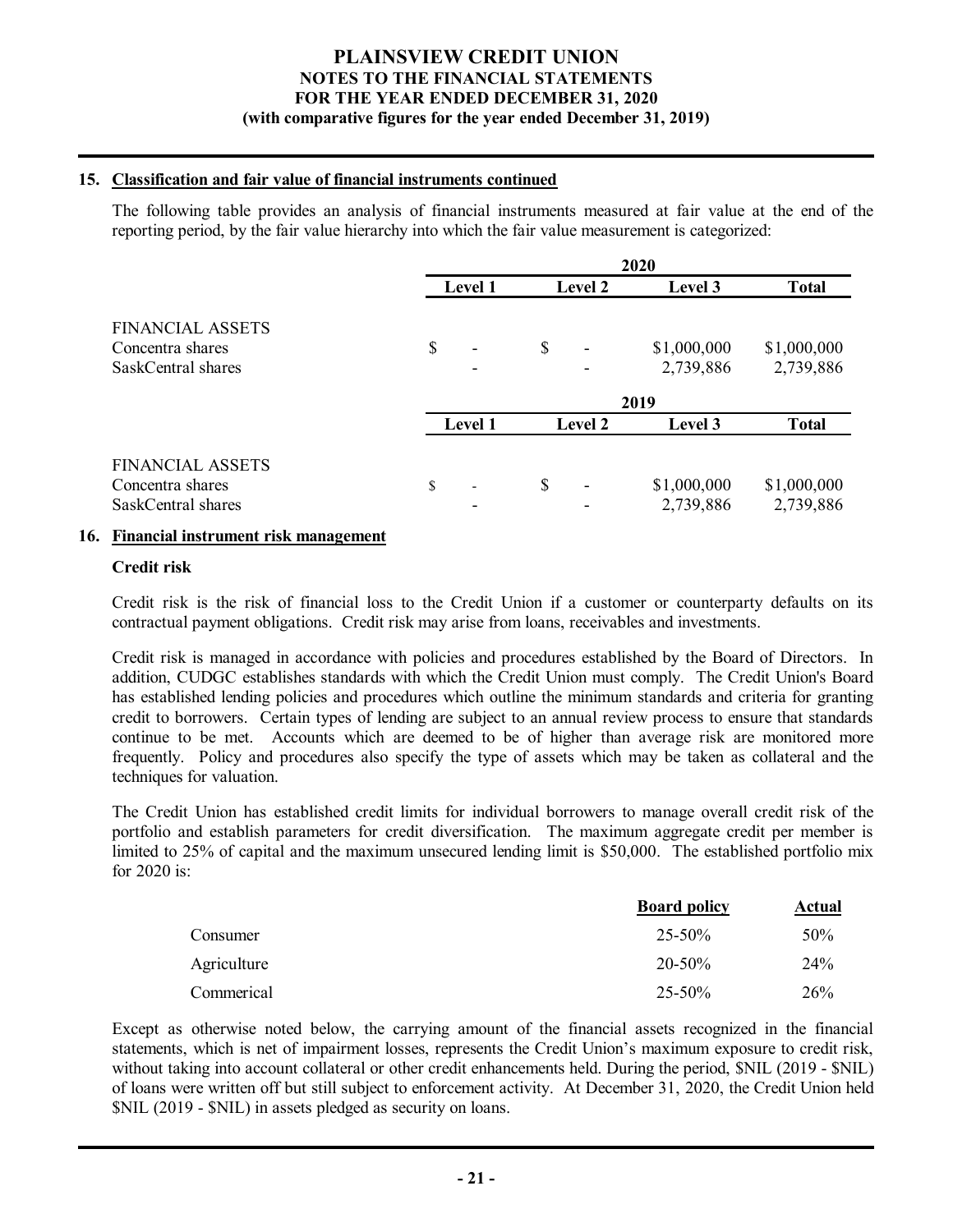### 15. Classification and fair value of financial instruments continued

The following table provides an analysis of financial instruments measured at fair value at the end of the reporting period, by the fair value hierarchy into which the fair value measurement is categorized:

| | 2020 | | | |
|---|---|---|---|---|
| | Level 1 | Level 2 | Level 3 | Total |
| FINANCIAL ASSETS | | | | |
| Concentra shares | $ - | $ - | $1,000,000 | $1,000,000 |
| SaskCentral shares | - | - | 2,739,886 | 2,739,886 |

| | 2019 | | | |
|---|---|---|---|---|
| | Level 1 | Level 2 | Level 3 | Total |
| FINANCIAL ASSETS | | | | |
| Concentra shares | $ - | $ - | $1,000,000 | $1,000,000 |
| SaskCentral shares | - | - | 2,739,886 | 2,739,886 |

### 16. Financial instrument risk management

**Credit risk**

Credit risk is the risk of financial loss to the Credit Union if a customer or counterparty defaults on its contractual payment obligations. Credit risk may arise from loans, receivables and investments.

Credit risk is managed in accordance with policies and procedures established by the Board of Directors. In addition, CUDGC establishes standards with which the Credit Union must comply. The Credit Union's Board has established lending policies and procedures which outline the minimum standards and criteria for granting credit to borrowers. Certain types of lending are subject to an annual review process to ensure that standards continue to be met. Accounts which are deemed to be of higher than average risk are monitored more frequently. Policy and procedures also specify the type of assets which may be taken as collateral and the techniques for valuation.

The Credit Union has established credit limits for individual borrowers to manage overall credit risk of the portfolio and establish parameters for credit diversification. The maximum aggregate credit per member is limited to 25% of capital and the maximum unsecured lending limit is $50,000. The established portfolio mix for 2020 is:

| | Board policy | Actual |
|---|---|---|
| Consumer | 25-50% | 50% |
| Agriculture | 20-50% | 24% |
| Commerical | 25-50% | 26% |

Except as otherwise noted below, the carrying amount of the financial assets recognized in the financial statements, which is net of impairment losses, represents the Credit Union's maximum exposure to credit risk, without taking into account collateral or other credit enhancements held. During the period, $NIL (2019 - $NIL) of loans were written off but still subject to enforcement activity. At December 31, 2020, the Credit Union held $NIL (2019 - $NIL) in assets pledged as security on loans.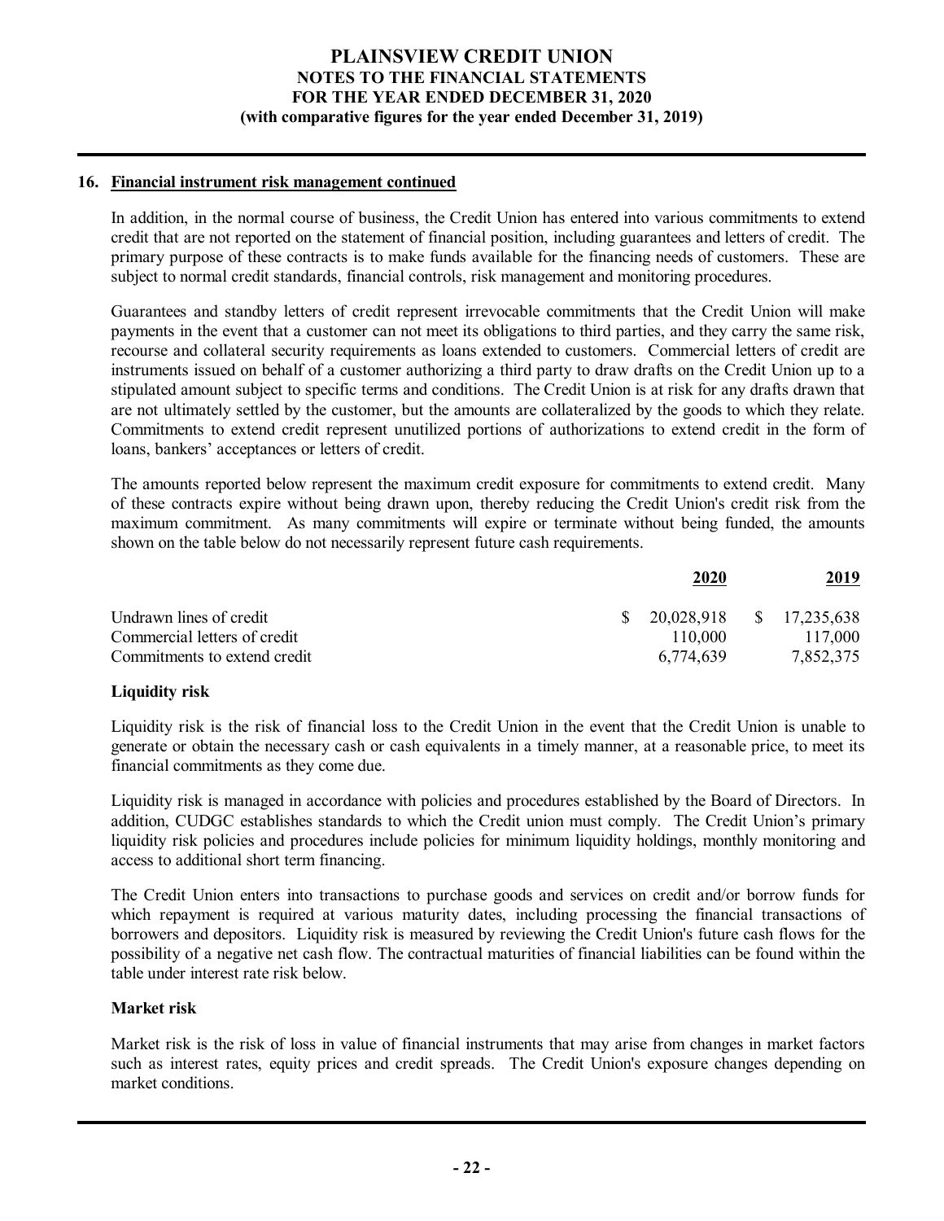## 16. Financial instrument risk management continued

In addition, in the normal course of business, the Credit Union has entered into various commitments to extend credit that are not reported on the statement of financial position, including guarantees and letters of credit. The primary purpose of these contracts is to make funds available for the financing needs of customers. These are subject to normal credit standards, financial controls, risk management and monitoring procedures.

Guarantees and standby letters of credit represent irrevocable commitments that the Credit Union will make payments in the event that a customer can not meet its obligations to third parties, and they carry the same risk, recourse and collateral security requirements as loans extended to customers. Commercial letters of credit are instruments issued on behalf of a customer authorizing a third party to draw drafts on the Credit Union up to a stipulated amount subject to specific terms and conditions. The Credit Union is at risk for any drafts drawn that are not ultimately settled by the customer, but the amounts are collateralized by the goods to which they relate. Commitments to extend credit represent unutilized portions of authorizations to extend credit in the form of loans, bankers' acceptances or letters of credit.

The amounts reported below represent the maximum credit exposure for commitments to extend credit. Many of these contracts expire without being drawn upon, thereby reducing the Credit Union's credit risk from the maximum commitment. As many commitments will expire or terminate without being funded, the amounts shown on the table below do not necessarily represent future cash requirements.

| | 2020 | 2019 |
|---|---|---|
| Undrawn lines of credit | $ 20,028,918 | $ 17,235,638 |
| Commercial letters of credit | 110,000 | 117,000 |
| Commitments to extend credit | 6,774,639 | 7,852,375 |

### Liquidity risk

Liquidity risk is the risk of financial loss to the Credit Union in the event that the Credit Union is unable to generate or obtain the necessary cash or cash equivalents in a timely manner, at a reasonable price, to meet its financial commitments as they come due.

Liquidity risk is managed in accordance with policies and procedures established by the Board of Directors. In addition, CUDGC establishes standards to which the Credit union must comply. The Credit Union's primary liquidity risk policies and procedures include policies for minimum liquidity holdings, monthly monitoring and access to additional short term financing.

The Credit Union enters into transactions to purchase goods and services on credit and/or borrow funds for which repayment is required at various maturity dates, including processing the financial transactions of borrowers and depositors. Liquidity risk is measured by reviewing the Credit Union's future cash flows for the possibility of a negative net cash flow. The contractual maturities of financial liabilities can be found within the table under interest rate risk below.

### Market risk

Market risk is the risk of loss in value of financial instruments that may arise from changes in market factors such as interest rates, equity prices and credit spreads. The Credit Union's exposure changes depending on market conditions.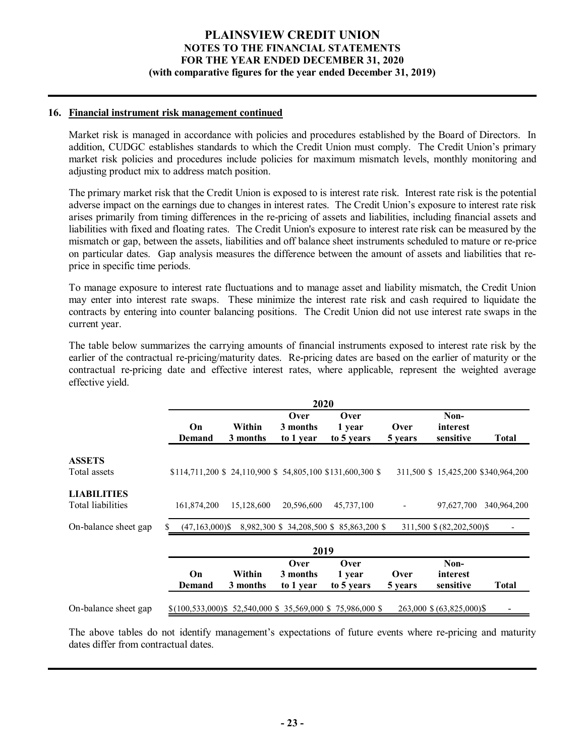**16. Financial instrument risk management continued**

Market risk is managed in accordance with policies and procedures established by the Board of Directors. In addition, CUDGC establishes standards to which the Credit Union must comply. The Credit Union's primary market risk policies and procedures include policies for maximum mismatch levels, monthly monitoring and adjusting product mix to address match position.

The primary market risk that the Credit Union is exposed to is interest rate risk. Interest rate risk is the potential adverse impact on the earnings due to changes in interest rates. The Credit Union's exposure to interest rate risk arises primarily from timing differences in the re-pricing of assets and liabilities, including financial assets and liabilities with fixed and floating rates. The Credit Union's exposure to interest rate risk can be measured by the mismatch or gap, between the assets, liabilities and off balance sheet instruments scheduled to mature or re-price on particular dates. Gap analysis measures the difference between the amount of assets and liabilities that re-price in specific time periods.

To manage exposure to interest rate fluctuations and to manage asset and liability mismatch, the Credit Union may enter into interest rate swaps. These minimize the interest rate risk and cash required to liquidate the contracts by entering into counter balancing positions. The Credit Union did not use interest rate swaps in the current year.

The table below summarizes the carrying amounts of financial instruments exposed to interest rate risk by the earlier of the contractual re-pricing/maturity dates. Re-pricing dates are based on the earlier of maturity or the contractual re-pricing date and effective interest rates, where applicable, represent the weighted average effective yield.

| 2020 | On Demand | Within 3 months | Over 3 months to 1 year | Over 1 year to 5 years | Over 5 years | Non-interest sensitive | Total |
|---|---|---|---|---|---|---|---|
| **ASSETS** | | | | | | | |
| Total assets | $114,711,200 | $ 24,110,900 | $ 54,805,100 | $131,600,300 | $ 311,500 | $ 15,425,200 | $340,964,200 |
| **LIABILITIES** | | | | | | | |
| Total liabilities | 161,874,200 | 15,128,600 | 20,596,600 | 45,737,100 | - | 97,627,700 | 340,964,200 |
| On-balance sheet gap | $ (47,163,000) | $ 8,982,300 | $ 34,208,500 | $ 85,863,200 | $ 311,500 | $ (82,202,500) | $ - |

| 2019 | On Demand | Within 3 months | Over 3 months to 1 year | Over 1 year to 5 years | Over 5 years | Non-interest sensitive | Total |
|---|---|---|---|---|---|---|---|
| On-balance sheet gap | $(100,533,000) | $ 52,540,000 | $ 35,569,000 | $ 75,986,000 | $ 263,000 | $ (63,825,000) | $ - |

The above tables do not identify management's expectations of future events where re-pricing and maturity dates differ from contractual dates.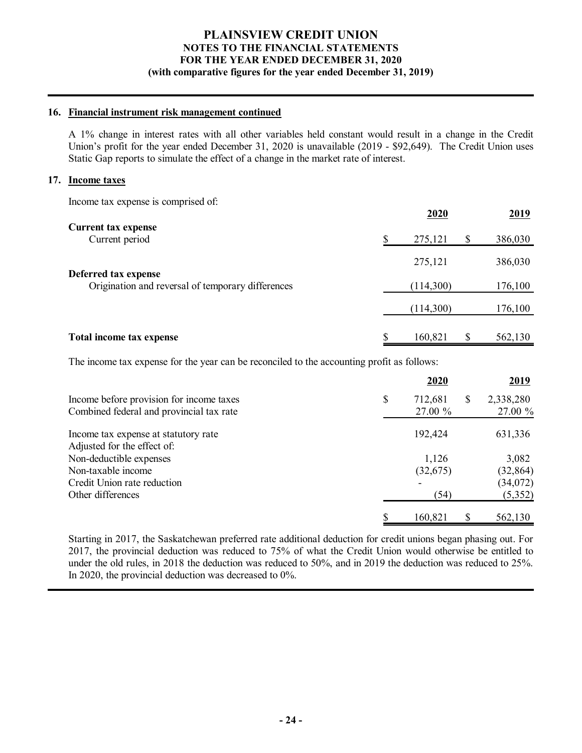## 16. Financial instrument risk management continued

A 1% change in interest rates with all other variables held constant would result in a change in the Credit Union's profit for the year ended December 31, 2020 is unavailable (2019 - $92,649). The Credit Union uses Static Gap reports to simulate the effect of a change in the market rate of interest.

## 17. Income taxes

Income tax expense is comprised of:

| | 2020 | 2019 |
|---|---|---|
| **Current tax expense** | | |
| Current period | $ 275,121 | $ 386,030 |
| | 275,121 | 386,030 |
| **Deferred tax expense** | | |
| Origination and reversal of temporary differences | (114,300) | 176,100 |
| | (114,300) | 176,100 |
| **Total income tax expense** | $ 160,821 | $ 562,130 |

The income tax expense for the year can be reconciled to the accounting profit as follows:

| | 2020 | 2019 |
|---|---|---|
| Income before provision for income taxes | $ 712,681 | $ 2,338,280 |
| Combined federal and provincial tax rate | 27.00 % | 27.00 % |
| Income tax expense at statutory rate | 192,424 | 631,336 |
| Adjusted for the effect of: | | |
| Non-deductible expenses | 1,126 | 3,082 |
| Non-taxable income | (32,675) | (32,864) |
| Credit Union rate reduction | - | (34,072) |
| Other differences | (54) | (5,352) |
| | $ 160,821 | $ 562,130 |

Starting in 2017, the Saskatchewan preferred rate additional deduction for credit unions began phasing out. For 2017, the provincial deduction was reduced to 75% of what the Credit Union would otherwise be entitled to under the old rules, in 2018 the deduction was reduced to 50%, and in 2019 the deduction was reduced to 25%. In 2020, the provincial deduction was decreased to 0%.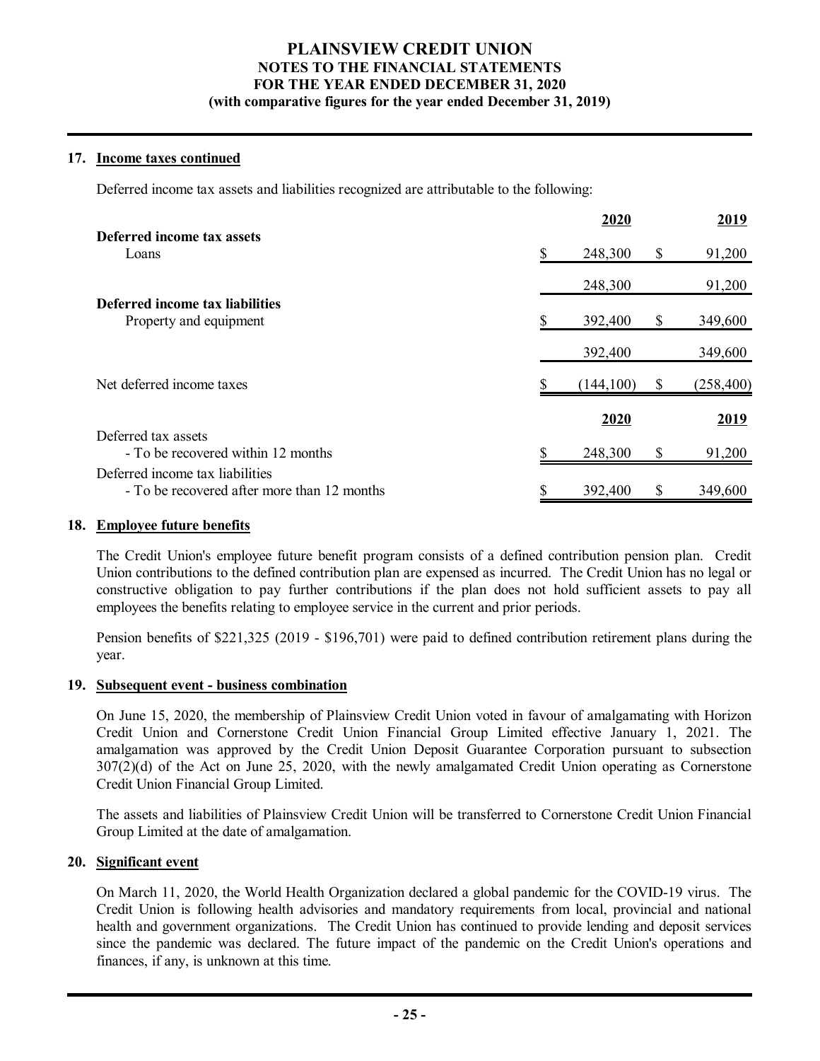## 17. Income taxes continued

Deferred income tax assets and liabilities recognized are attributable to the following:

| | 2020 | 2019 |
|---|---|---|
| **Deferred income tax assets** | | |
| Loans | $ 248,300 | $ 91,200 |
| | 248,300 | 91,200 |
| **Deferred income tax liabilities** | | |
| Property and equipment | $ 392,400 | $ 349,600 |
| | 392,400 | 349,600 |
| Net deferred income taxes | $ (144,100) | $ (258,400) |

| | 2020 | 2019 |
|---|---|---|
| Deferred tax assets | | |
| - To be recovered within 12 months | $ 248,300 | $ 91,200 |
| Deferred income tax liabilities | | |
| - To be recovered after more than 12 months | $ 392,400 | $ 349,600 |

## 18. Employee future benefits

The Credit Union's employee future benefit program consists of a defined contribution pension plan. Credit Union contributions to the defined contribution plan are expensed as incurred. The Credit Union has no legal or constructive obligation to pay further contributions if the plan does not hold sufficient assets to pay all employees the benefits relating to employee service in the current and prior periods.

Pension benefits of $221,325 (2019 - $196,701) were paid to defined contribution retirement plans during the year.

## 19. Subsequent event - business combination

On June 15, 2020, the membership of Plainsview Credit Union voted in favour of amalgamating with Horizon Credit Union and Cornerstone Credit Union Financial Group Limited effective January 1, 2021. The amalgamation was approved by the Credit Union Deposit Guarantee Corporation pursuant to subsection 307(2)(d) of the Act on June 25, 2020, with the newly amalgamated Credit Union operating as Cornerstone Credit Union Financial Group Limited.

The assets and liabilities of Plainsview Credit Union will be transferred to Cornerstone Credit Union Financial Group Limited at the date of amalgamation.

## 20. Significant event

On March 11, 2020, the World Health Organization declared a global pandemic for the COVID-19 virus. The Credit Union is following health advisories and mandatory requirements from local, provincial and national health and government organizations. The Credit Union has continued to provide lending and deposit services since the pandemic was declared. The future impact of the pandemic on the Credit Union's operations and finances, if any, is unknown at this time.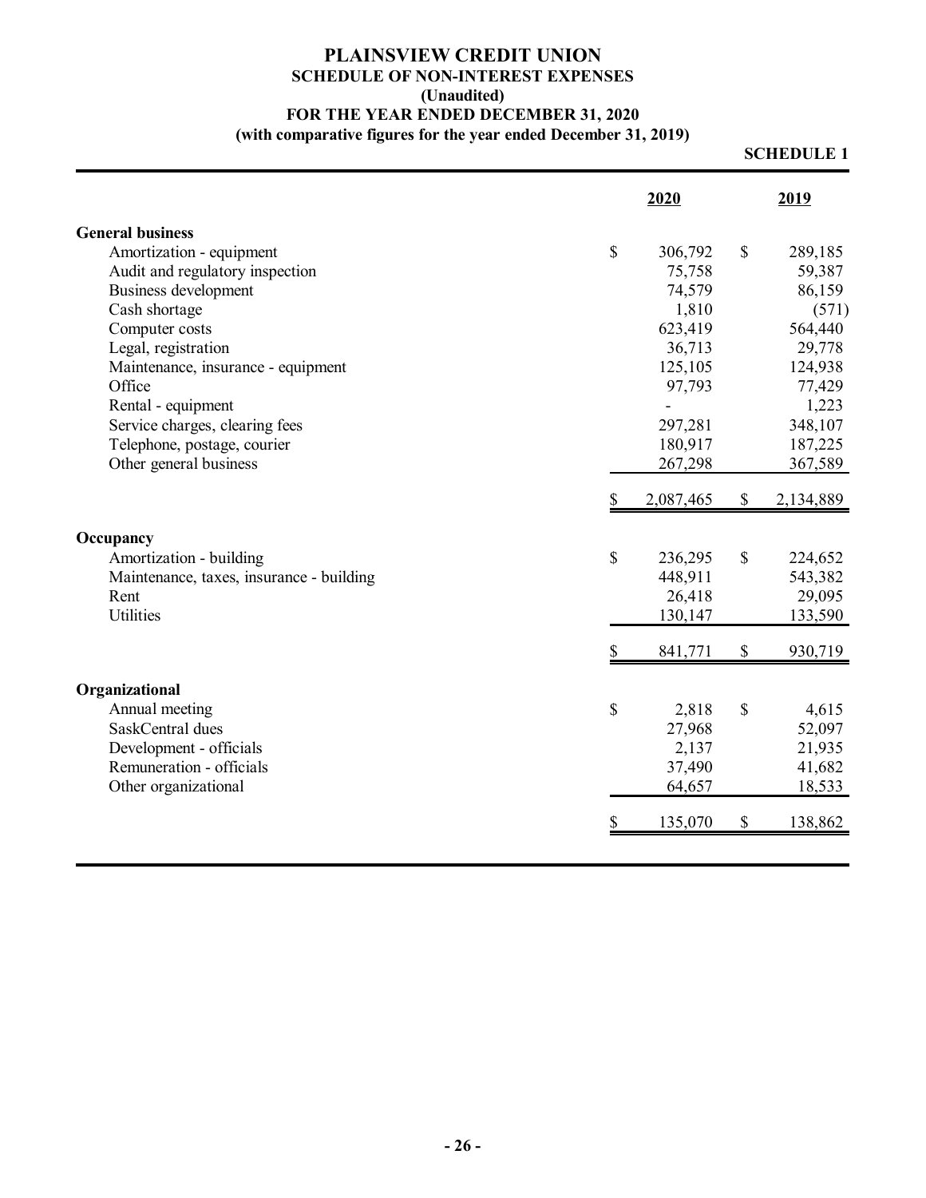# PLAINSVIEW CREDIT UNION

## SCHEDULE OF NON-INTEREST EXPENSES

**(Unaudited)**

**FOR THE YEAR ENDED DECEMBER 31, 2020**

**(with comparative figures for the year ended December 31, 2019)**

**SCHEDULE 1**

| | 2020 | 2019 |
|---|---|---|
| **General business** | | |
| Amortization - equipment | $ 306,792 | $ 289,185 |
| Audit and regulatory inspection | 75,758 | 59,387 |
| Business development | 74,579 | 86,159 |
| Cash shortage | 1,810 | (571) |
| Computer costs | 623,419 | 564,440 |
| Legal, registration | 36,713 | 29,778 |
| Maintenance, insurance - equipment | 125,105 | 124,938 |
| Office | 97,793 | 77,429 |
| Rental - equipment | - | 1,223 |
| Service charges, clearing fees | 297,281 | 348,107 |
| Telephone, postage, courier | 180,917 | 187,225 |
| Other general business | 267,298 | 367,589 |
| | $ 2,087,465 | $ 2,134,889 |
| **Occupancy** | | |
| Amortization - building | $ 236,295 | $ 224,652 |
| Maintenance, taxes, insurance - building | 448,911 | 543,382 |
| Rent | 26,418 | 29,095 |
| Utilities | 130,147 | 133,590 |
| | $ 841,771 | $ 930,719 |
| **Organizational** | | |
| Annual meeting | $ 2,818 | $ 4,615 |
| SaskCentral dues | 27,968 | 52,097 |
| Development - officials | 2,137 | 21,935 |
| Remuneration - officials | 37,490 | 41,682 |
| Other organizational | 64,657 | 18,533 |
| | $ 135,070 | $ 138,862 |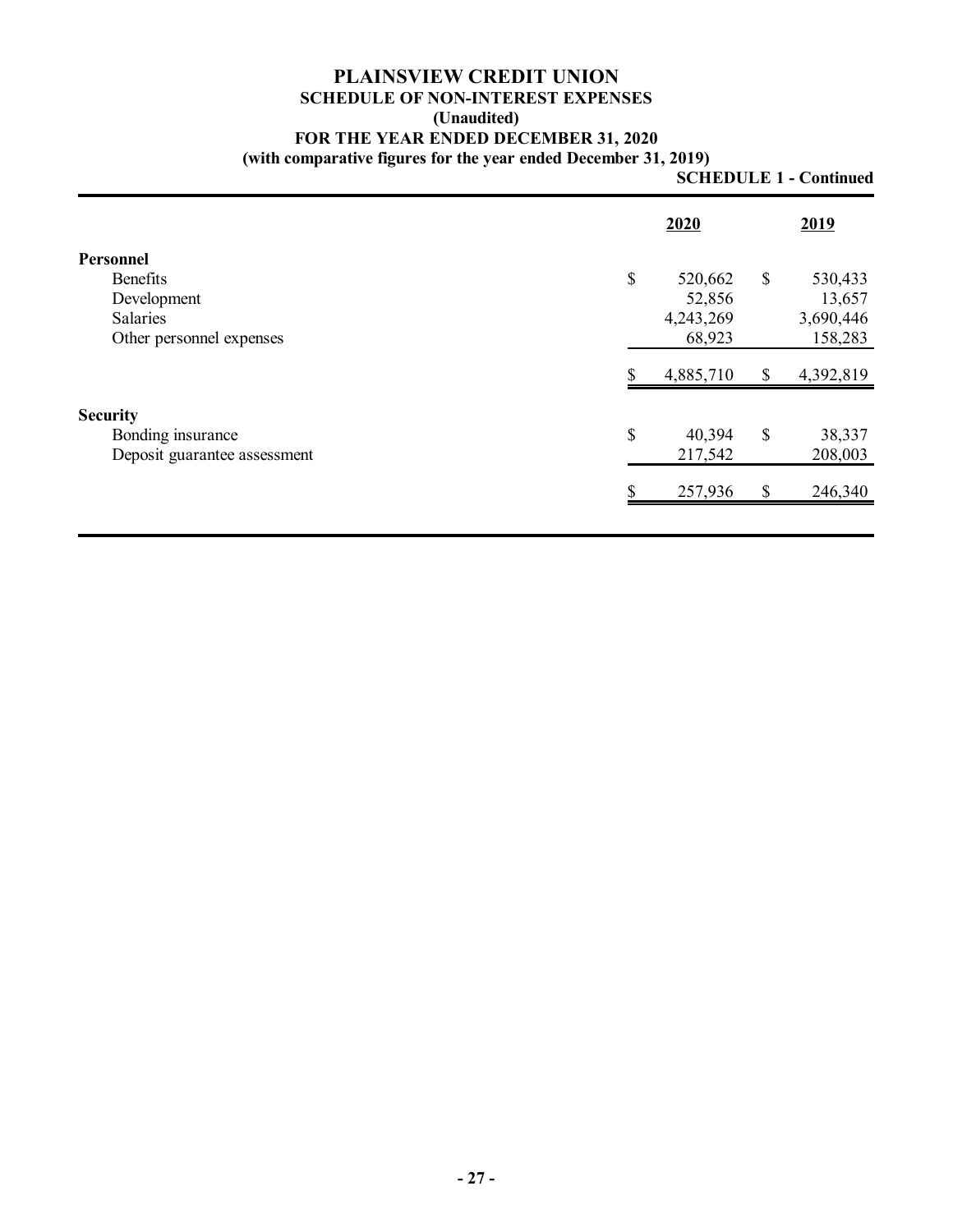# PLAINSVIEW CREDIT UNION

## SCHEDULE OF NON-INTEREST EXPENSES

**(Unaudited)**

**FOR THE YEAR ENDED DECEMBER 31, 2020**

**(with comparative figures for the year ended December 31, 2019)**

**SCHEDULE 1 - Continued**

| | 2020 | 2019 |
|---|---|---|
| **Personnel** | | |
| Benefits | $ 520,662 | $ 530,433 |
| Development | 52,856 | 13,657 |
| Salaries | 4,243,269 | 3,690,446 |
| Other personnel expenses | 68,923 | 158,283 |
| | $ 4,885,710 | $ 4,392,819 |
| **Security** | | |
| Bonding insurance | $ 40,394 | $ 38,337 |
| Deposit guarantee assessment | 217,542 | 208,003 |
| | $ 257,936 | $ 246,340 |